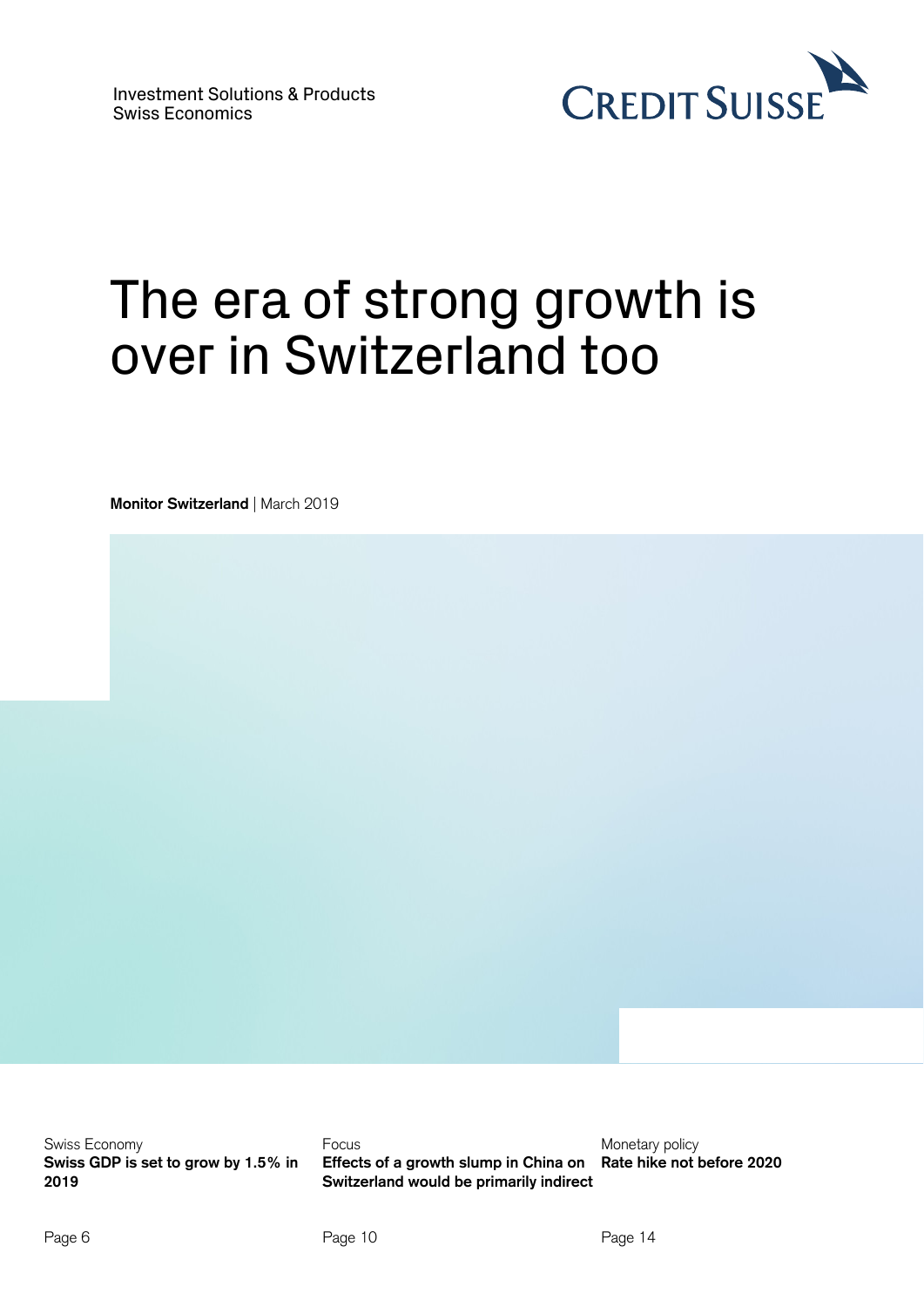Investment Solutions & Products
Swiss Economics

CREDIT SUISSE

# The era of strong growth is over in Switzerland too

**Monitor Switzerland** | March 2019

Swiss Economy
**Swiss GDP is set to grow by 1.5% in 2019**

Page 6

Focus
**Effects of a growth slump in China on Switzerland would be primarily indirect**

Page 10

Monetary policy
**Rate hike not before 2020**

Page 14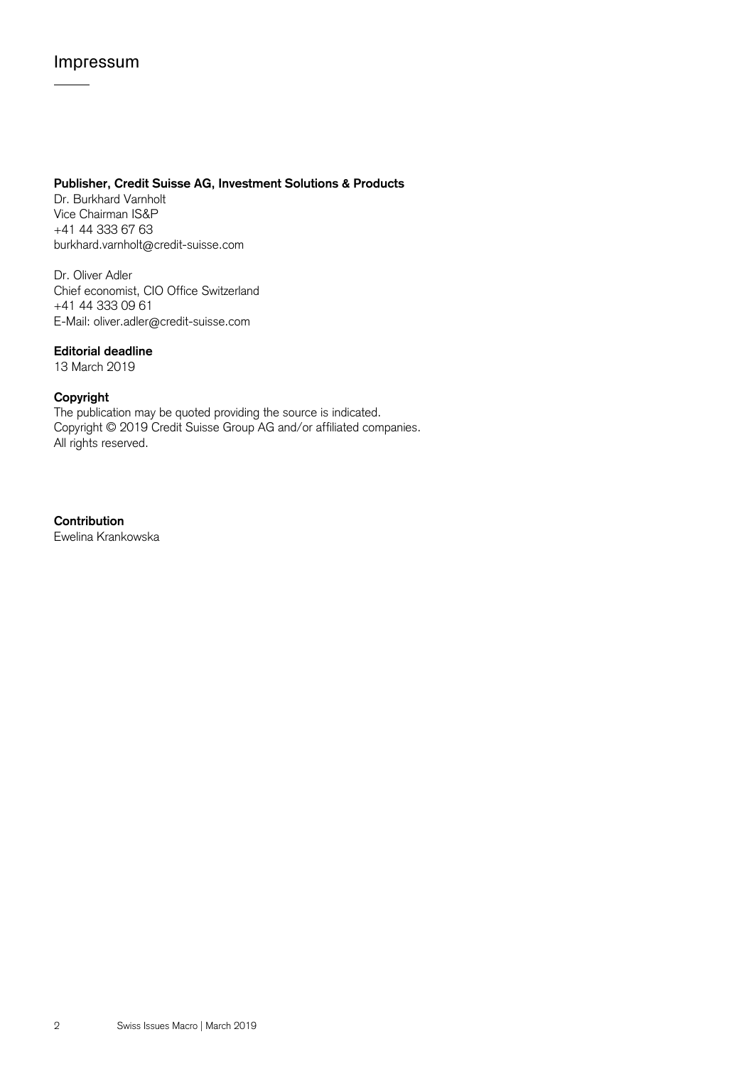# Impressum

**Publisher, Credit Suisse AG, Investment Solutions & Products**
Dr. Burkhard Varnholt
Vice Chairman IS&P
+41 44 333 67 63
burkhard.varnholt@credit-suisse.com

Dr. Oliver Adler
Chief economist, CIO Office Switzerland
+41 44 333 09 61
E-Mail: oliver.adler@credit-suisse.com

**Editorial deadline**
13 March 2019

**Copyright**
The publication may be quoted providing the source is indicated.
Copyright © 2019 Credit Suisse Group AG and/or affiliated companies.
All rights reserved.

**Contribution**
Ewelina Krankowska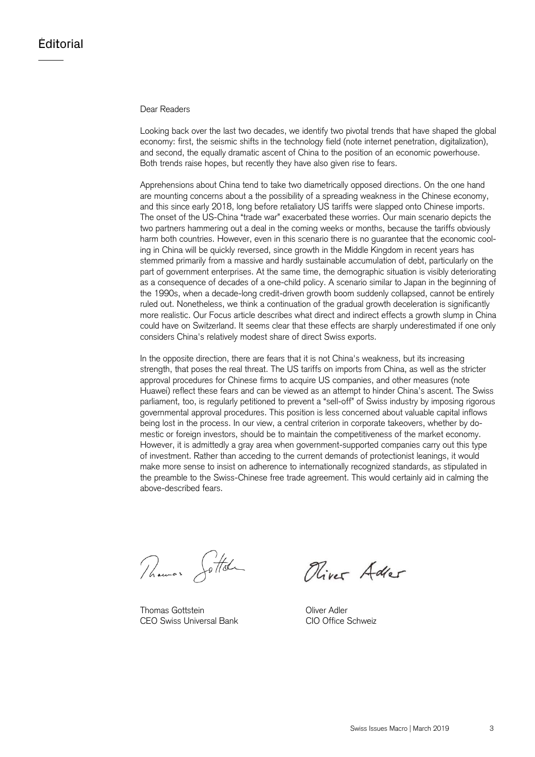# Editorial

Dear Readers

Looking back over the last two decades, we identify two pivotal trends that have shaped the global economy: first, the seismic shifts in the technology field (note internet penetration, digitalization), and second, the equally dramatic ascent of China to the position of an economic powerhouse. Both trends raise hopes, but recently they have also given rise to fears.

Apprehensions about China tend to take two diametrically opposed directions. On the one hand are mounting concerns about a the possibility of a spreading weakness in the Chinese economy, and this since early 2018, long before retaliatory US tariffs were slapped onto Chinese imports. The onset of the US-China "trade war" exacerbated these worries. Our main scenario depicts the two partners hammering out a deal in the coming weeks or months, because the tariffs obviously harm both countries. However, even in this scenario there is no guarantee that the economic cooling in China will be quickly reversed, since growth in the Middle Kingdom in recent years has stemmed primarily from a massive and hardly sustainable accumulation of debt, particularly on the part of government enterprises. At the same time, the demographic situation is visibly deteriorating as a consequence of decades of a one-child policy. A scenario similar to Japan in the beginning of the 1990s, when a decade-long credit-driven growth boom suddenly collapsed, cannot be entirely ruled out. Nonetheless, we think a continuation of the gradual growth deceleration is significantly more realistic. Our Focus article describes what direct and indirect effects a growth slump in China could have on Switzerland. It seems clear that these effects are sharply underestimated if one only considers China's relatively modest share of direct Swiss exports.

In the opposite direction, there are fears that it is not China's weakness, but its increasing strength, that poses the real threat. The US tariffs on imports from China, as well as the stricter approval procedures for Chinese firms to acquire US companies, and other measures (note Huawei) reflect these fears and can be viewed as an attempt to hinder China's ascent. The Swiss parliament, too, is regularly petitioned to prevent a "sell-off" of Swiss industry by imposing rigorous governmental approval procedures. This position is less concerned about valuable capital inflows being lost in the process. In our view, a central criterion in corporate takeovers, whether by domestic or foreign investors, should be to maintain the competitiveness of the market economy. However, it is admittedly a gray area when government-supported companies carry out this type of investment. Rather than acceding to the current demands of protectionist leanings, it would make more sense to insist on adherence to internationally recognized standards, as stipulated in the preamble to the Swiss-Chinese free trade agreement. This would certainly aid in calming the above-described fears.

Thomas Gottstein
CEO Swiss Universal Bank

Oliver Adler
CIO Office Schweiz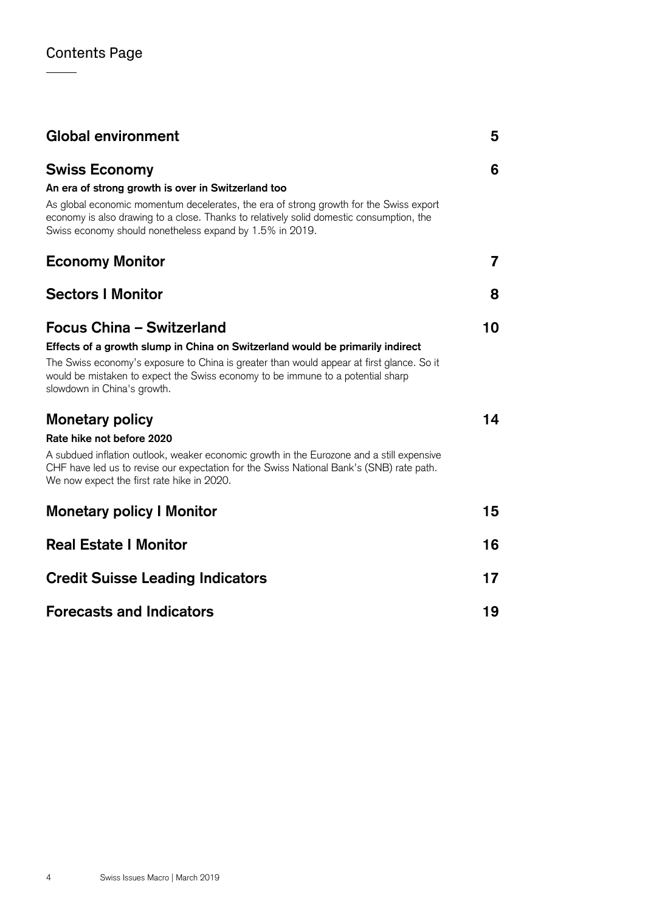# Contents Page

| | |
|---|---|
| **Global environment** | **5** |
| **Swiss Economy** | **6** |
| **An era of strong growth is over in Switzerland too**<br>As global economic momentum decelerates, the era of strong growth for the Swiss export economy is also drawing to a close. Thanks to relatively solid domestic consumption, the Swiss economy should nonetheless expand by 1.5% in 2019. | |
| **Economy Monitor** | **7** |
| **Sectors I Monitor** | **8** |
| **Focus China – Switzerland** | **10** |
| **Effects of a growth slump in China on Switzerland would be primarily indirect**<br>The Swiss economy's exposure to China is greater than would appear at first glance. So it would be mistaken to expect the Swiss economy to be immune to a potential sharp slowdown in China's growth. | |
| **Monetary policy** | **14** |
| **Rate hike not before 2020**<br>A subdued inflation outlook, weaker economic growth in the Eurozone and a still expensive CHF have led us to revise our expectation for the Swiss National Bank's (SNB) rate path. We now expect the first rate hike in 2020. | |
| **Monetary policy I Monitor** | **15** |
| **Real Estate I Monitor** | **16** |
| **Credit Suisse Leading Indicators** | **17** |
| **Forecasts and Indicators** | **19** |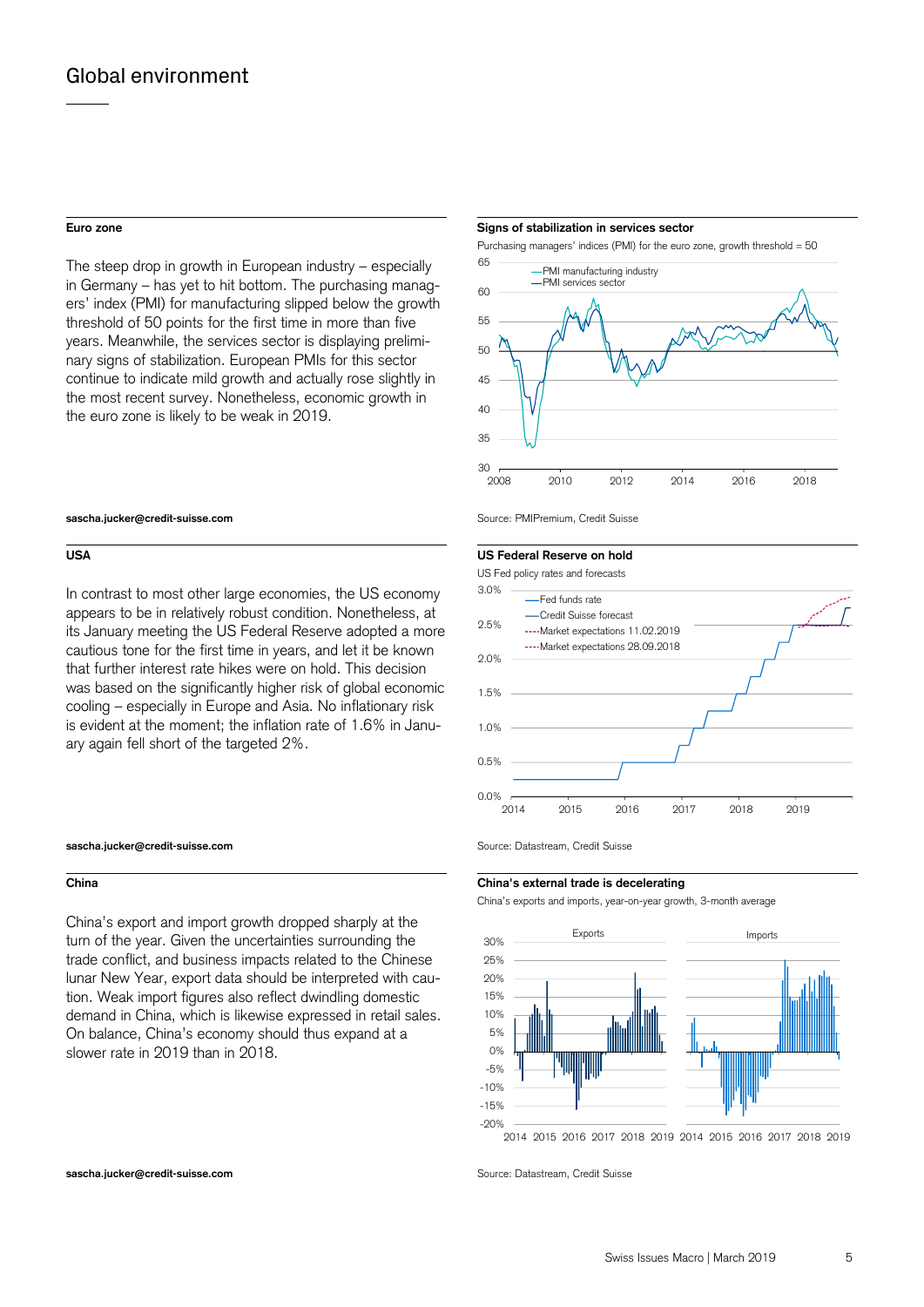# Global environment

### Euro zone

The steep drop in growth in European industry – especially in Germany – has yet to hit bottom. The purchasing managers' index (PMI) for manufacturing slipped below the growth threshold of 50 points for the first time in more than five years. Meanwhile, the services sector is displaying preliminary signs of stabilization. European PMIs for this sector continue to indicate mild growth and actually rose slightly in the most recent survey. Nonetheless, economic growth in the euro zone is likely to be weak in 2019.

**sascha.jucker@credit-suisse.com**

**Signs of stabilization in services sector**

Purchasing managers' indices (PMI) for the euro zone, growth threshold = 50

Source: PMIPremium, Credit Suisse

### USA

In contrast to most other large economies, the US economy appears to be in relatively robust condition. Nonetheless, at its January meeting the US Federal Reserve adopted a more cautious tone for the first time in years, and let it be known that further interest rate hikes were on hold. This decision was based on the significantly higher risk of global economic cooling – especially in Europe and Asia. No inflationary risk is evident at the moment; the inflation rate of 1.6% in January again fell short of the targeted 2%.

**sascha.jucker@credit-suisse.com**

**US Federal Reserve on hold**

US Fed policy rates and forecasts

Source: Datastream, Credit Suisse

### China

China's export and import growth dropped sharply at the turn of the year. Given the uncertainties surrounding the trade conflict, and business impacts related to the Chinese lunar New Year, export data should be interpreted with caution. Weak import figures also reflect dwindling domestic demand in China, which is likewise expressed in retail sales. On balance, China's economy should thus expand at a slower rate in 2019 than in 2018.

**sascha.jucker@credit-suisse.com**

**China's external trade is decelerating**

China's exports and imports, year-on-year growth, 3-month average

Source: Datastream, Credit Suisse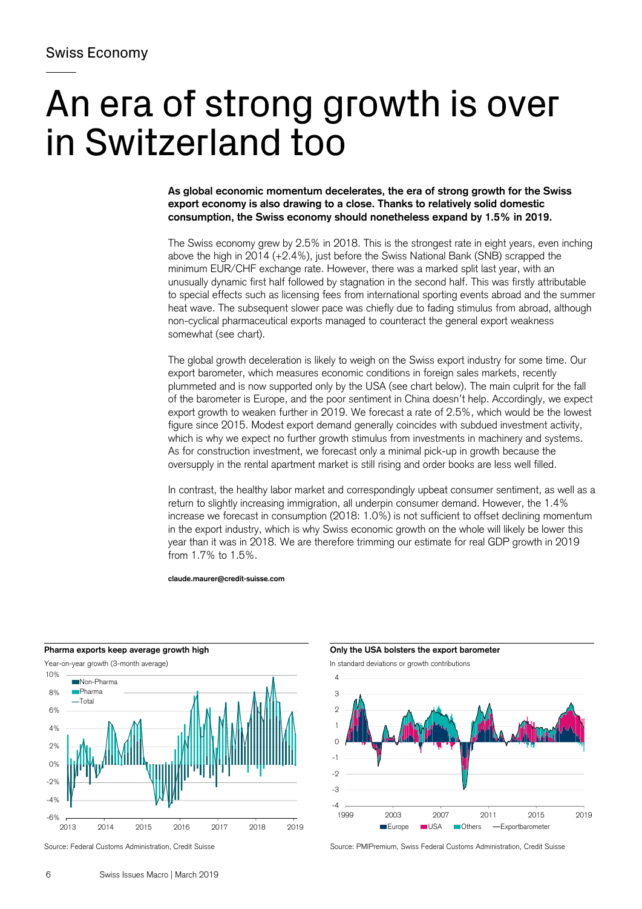Swiss Economy

# An era of strong growth is over in Switzerland too

**As global economic momentum decelerates, the era of strong growth for the Swiss export economy is also drawing to a close. Thanks to relatively solid domestic consumption, the Swiss economy should nonetheless expand by 1.5% in 2019.**

The Swiss economy grew by 2.5% in 2018. This is the strongest rate in eight years, even inching above the high in 2014 (+2.4%), just before the Swiss National Bank (SNB) scrapped the minimum EUR/CHF exchange rate. However, there was a marked split last year, with an unusually dynamic first half followed by stagnation in the second half. This was firstly attributable to special effects such as licensing fees from international sporting events abroad and the summer heat wave. The subsequent slower pace was chiefly due to fading stimulus from abroad, although non-cyclical pharmaceutical exports managed to counteract the general export weakness somewhat (see chart).

The global growth deceleration is likely to weigh on the Swiss export industry for some time. Our export barometer, which measures economic conditions in foreign sales markets, recently plummeted and is now supported only by the USA (see chart below). The main culprit for the fall of the barometer is Europe, and the poor sentiment in China doesn't help. Accordingly, we expect export growth to weaken further in 2019. We forecast a rate of 2.5%, which would be the lowest figure since 2015. Modest export demand generally coincides with subdued investment activity, which is why we expect no further growth stimulus from investments in machinery and systems. As for construction investment, we forecast only a minimal pick-up in growth because the oversupply in the rental apartment market is still rising and order books are less well filled.

In contrast, the healthy labor market and correspondingly upbeat consumer sentiment, as well as a return to slightly increasing immigration, all underpin consumer demand. However, the 1.4% increase we forecast in consumption (2018: 1.0%) is not sufficient to offset declining momentum in the export industry, which is why Swiss economic growth on the whole will likely be lower this year than it was in 2018. We are therefore trimming our estimate for real GDP growth in 2019 from 1.7% to 1.5%.

**claude.maurer@credit-suisse.com**

**Pharma exports keep average growth high**

Year-on-year growth (3-month average)

Source: Federal Customs Administration, Credit Suisse

**Only the USA bolsters the export barometer**

In standard deviations or growth contributions

Source: PMIPremium, Swiss Federal Customs Administration, Credit Suisse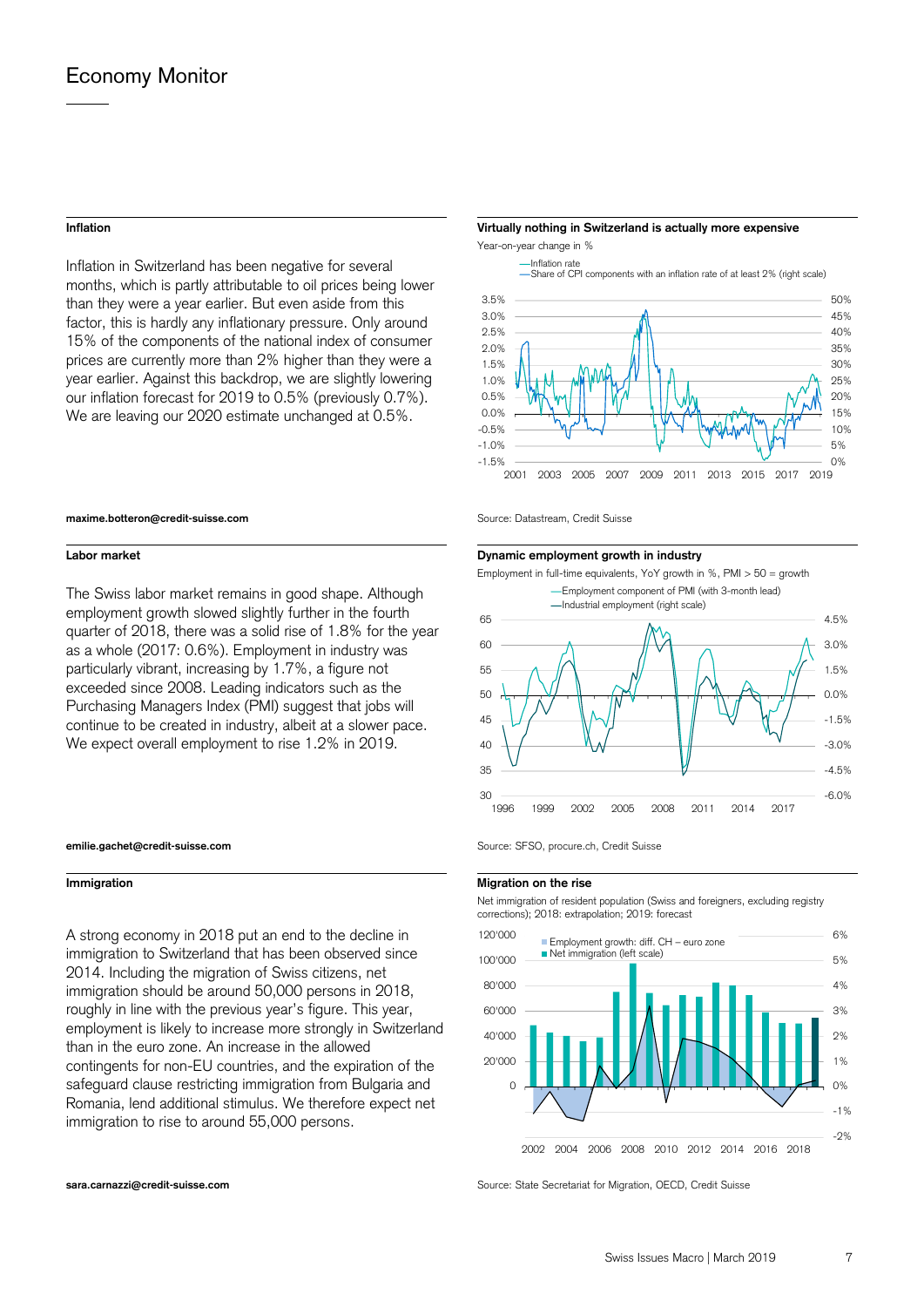## Inflation

Inflation in Switzerland has been negative for several months, which is partly attributable to oil prices being lower than they were a year earlier. But even aside from this factor, this is hardly any inflationary pressure. Only around 15% of the components of the national index of consumer prices are currently more than 2% higher than they were a year earlier. Against this backdrop, we are slightly lowering our inflation forecast for 2019 to 0.5% (previously 0.7%). We are leaving our 2020 estimate unchanged at 0.5%.

maxime.botteron@credit-suisse.com

**Virtually nothing in Switzerland is actually more expensive**

Year-on-year change in %

—Inflation rate
—Share of CPI components with an inflation rate of at least 2% (right scale)

Source: Datastream, Credit Suisse

## Labor market

The Swiss labor market remains in good shape. Although employment growth slowed slightly further in the fourth quarter of 2018, there was a solid rise of 1.8% for the year as a whole (2017: 0.6%). Employment in industry was particularly vibrant, increasing by 1.7%, a figure not exceeded since 2008. Leading indicators such as the Purchasing Managers Index (PMI) suggest that jobs will continue to be created in industry, albeit at a slower pace. We expect overall employment to rise 1.2% in 2019.

emilie.gachet@credit-suisse.com

**Dynamic employment growth in industry**

Employment in full-time equivalents, YoY growth in %, PMI > 50 = growth

—Employment component of PMI (with 3-month lead)
—Industrial employment (right scale)

Source: SFSO, procure.ch, Credit Suisse

## Immigration

A strong economy in 2018 put an end to the decline in immigration to Switzerland that has been observed since 2014. Including the migration of Swiss citizens, net immigration should be around 50,000 persons in 2018, roughly in line with the previous year's figure. This year, employment is likely to increase more strongly in Switzerland than in the euro zone. An increase in the allowed contingents for non-EU countries, and the expiration of the safeguard clause restricting immigration from Bulgaria and Romania, lend additional stimulus. We therefore expect net immigration to rise to around 55,000 persons.

sara.carnazzi@credit-suisse.com

**Migration on the rise**

Net immigration of resident population (Swiss and foreigners, excluding registry corrections); 2018: extrapolation; 2019: forecast

Employment growth: diff. CH – euro zone
Net immigration (left scale)

Source: State Secretariat for Migration, OECD, Credit Suisse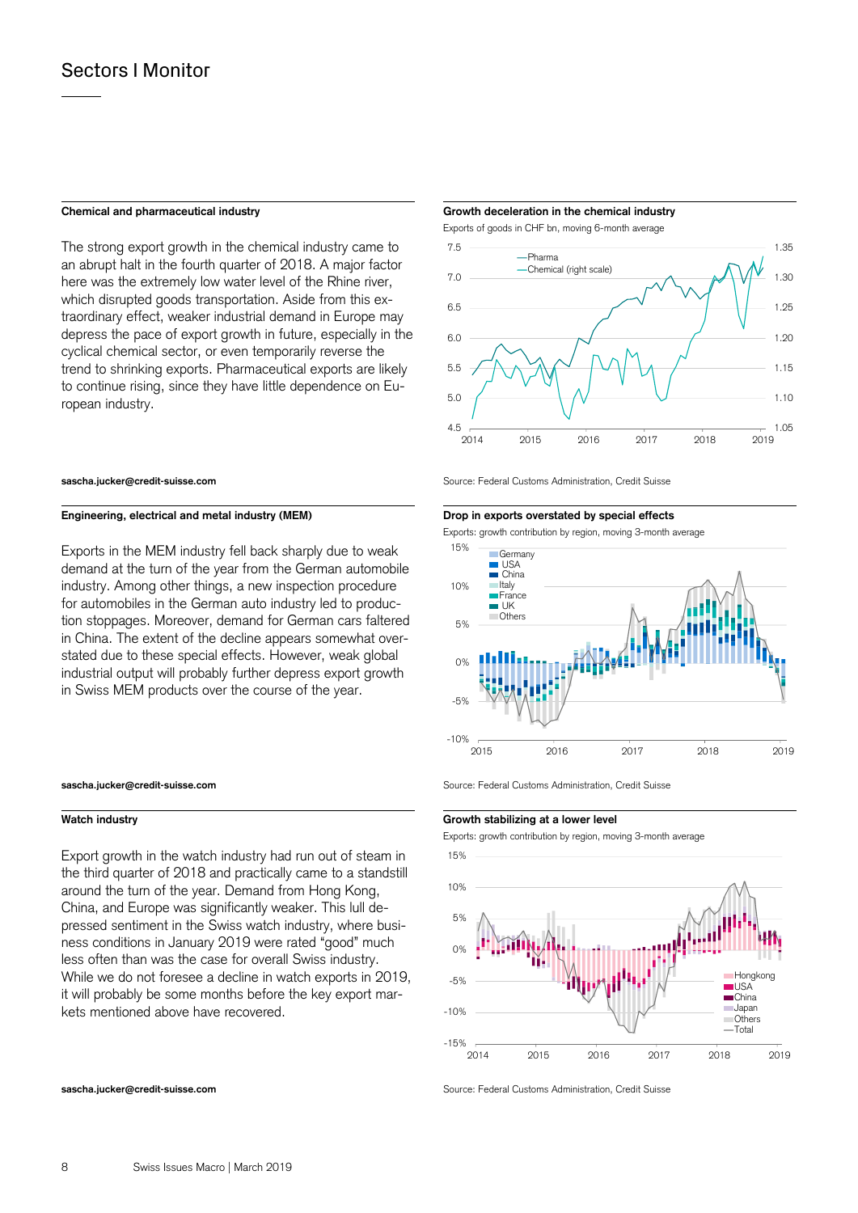## Sectors I Monitor

### Chemical and pharmaceutical industry

The strong export growth in the chemical industry came to an abrupt halt in the fourth quarter of 2018. A major factor here was the extremely low water level of the Rhine river, which disrupted goods transportation. Aside from this extraordinary effect, weaker industrial demand in Europe may depress the pace of export growth in future, especially in the cyclical chemical sector, or even temporarily reverse the trend to shrinking exports. Pharmaceutical exports are likely to continue rising, since they have little dependence on European industry.

**sascha.jucker@credit-suisse.com**

**Growth deceleration in the chemical industry**

Exports of goods in CHF bn, moving 6-month average

Source: Federal Customs Administration, Credit Suisse

### Engineering, electrical and metal industry (MEM)

Exports in the MEM industry fell back sharply due to weak demand at the turn of the year from the German automobile industry. Among other things, a new inspection procedure for automobiles in the German auto industry led to production stoppages. Moreover, demand for German cars faltered in China. The extent of the decline appears somewhat overstated due to these special effects. However, weak global industrial output will probably further depress export growth in Swiss MEM products over the course of the year.

**sascha.jucker@credit-suisse.com**

**Drop in exports overstated by special effects**

Exports: growth contribution by region, moving 3-month average

Source: Federal Customs Administration, Credit Suisse

### Watch industry

Export growth in the watch industry had run out of steam in the third quarter of 2018 and practically came to a standstill around the turn of the year. Demand from Hong Kong, China, and Europe was significantly weaker. This lull depressed sentiment in the Swiss watch industry, where business conditions in January 2019 were rated "good" much less often than was the case for overall Swiss industry. While we do not foresee a decline in watch exports in 2019, it will probably be some months before the key export markets mentioned above have recovered.

**sascha.jucker@credit-suisse.com**

**Growth stabilizing at a lower level**

Exports: growth contribution by region, moving 3-month average

Source: Federal Customs Administration, Credit Suisse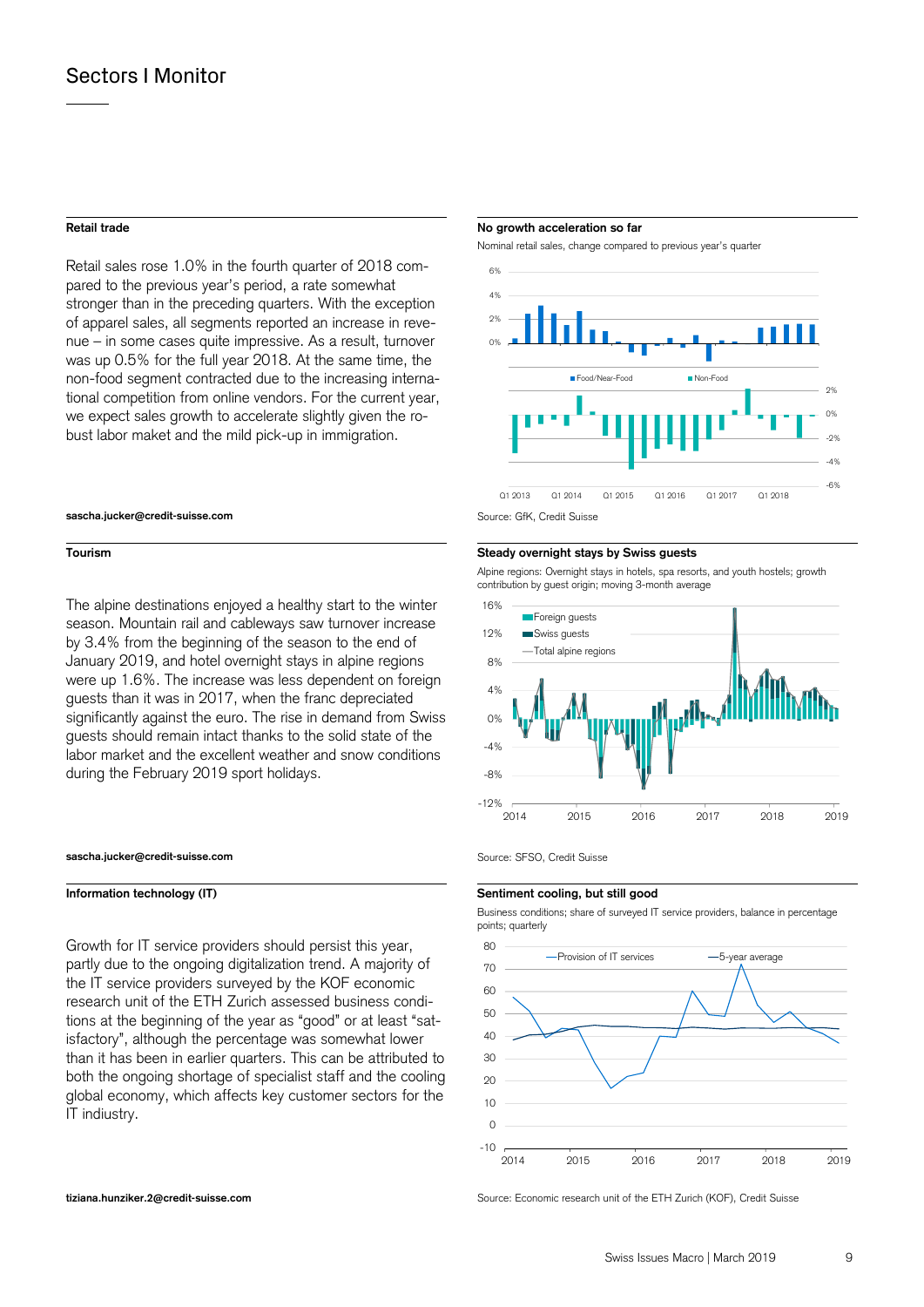# Sectors I Monitor

## Retail trade

Retail sales rose 1.0% in the fourth quarter of 2018 compared to the previous year's period, a rate somewhat stronger than in the preceding quarters. With the exception of apparel sales, all segments reported an increase in revenue – in some cases quite impressive. As a result, turnover was up 0.5% for the full year 2018. At the same time, the non-food segment contracted due to the increasing international competition from online vendors. For the current year, we expect sales growth to accelerate slightly given the robust labor maket and the mild pick-up in immigration.

**sascha.jucker@credit-suisse.com**

**No growth acceleration so far**

Nominal retail sales, change compared to previous year's quarter

Source: GfK, Credit Suisse

## Tourism

The alpine destinations enjoyed a healthy start to the winter season. Mountain rail and cableways saw turnover increase by 3.4% from the beginning of the season to the end of January 2019, and hotel overnight stays in alpine regions were up 1.6%. The increase was less dependent on foreign guests than it was in 2017, when the franc depreciated significantly against the euro. The rise in demand from Swiss guests should remain intact thanks to the solid state of the labor market and the excellent weather and snow conditions during the February 2019 sport holidays.

**sascha.jucker@credit-suisse.com**

**Steady overnight stays by Swiss guests**

Alpine regions: Overnight stays in hotels, spa resorts, and youth hostels; growth contribution by guest origin; moving 3-month average

Source: SFSO, Credit Suisse

## Information technology (IT)

Growth for IT service providers should persist this year, partly due to the ongoing digitalization trend. A majority of the IT service providers surveyed by the KOF economic research unit of the ETH Zurich assessed business conditions at the beginning of the year as "good" or at least "satisfactory", although the percentage was somewhat lower than it has been in earlier quarters. This can be attributed to both the ongoing shortage of specialist staff and the cooling global economy, which affects key customer sectors for the IT indiustry.

**tiziana.hunziker.2@credit-suisse.com**

**Sentiment cooling, but still good**

Business conditions; share of surveyed IT service providers, balance in percentage points; quarterly

Source: Economic research unit of the ETH Zurich (KOF), Credit Suisse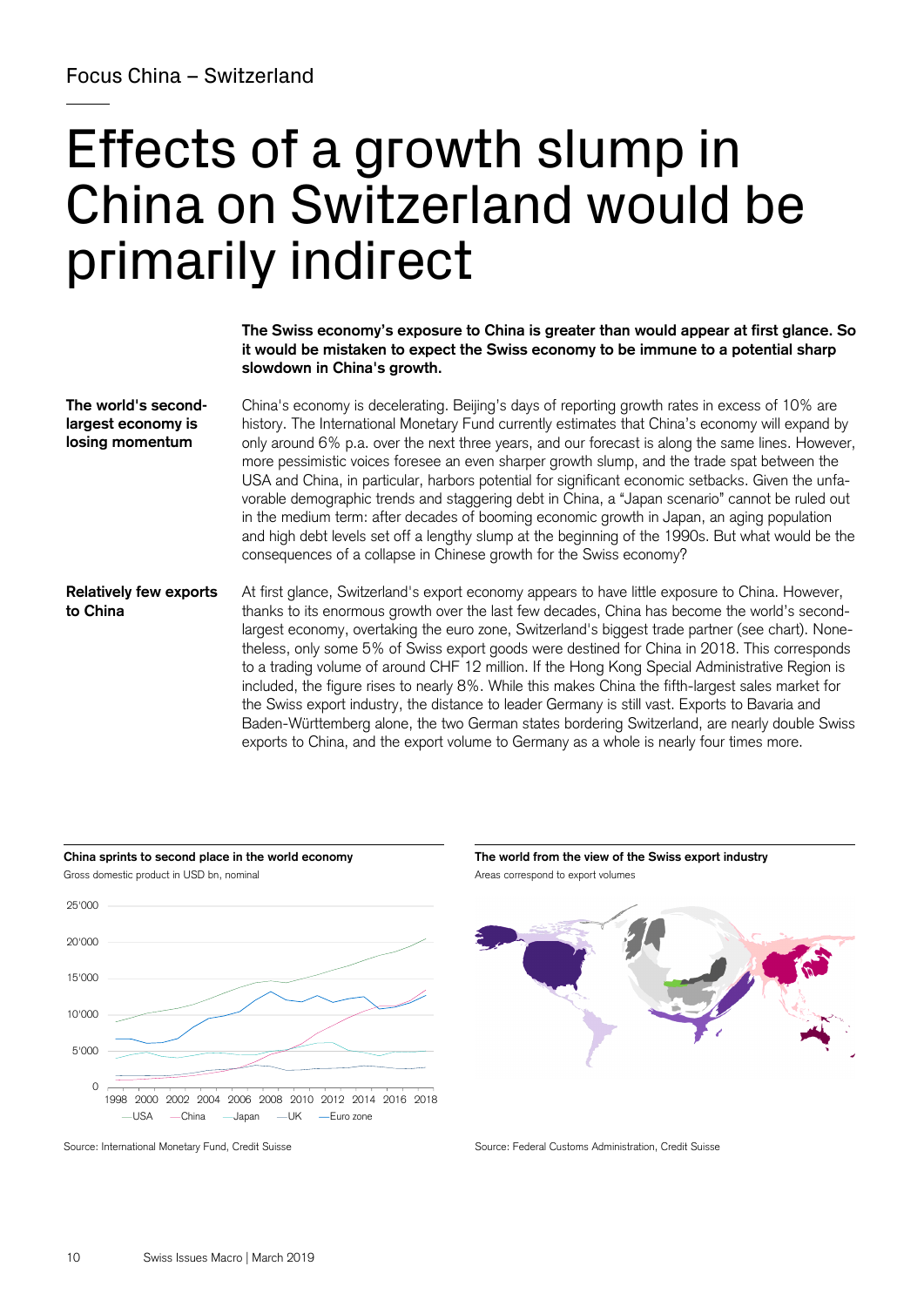Focus China – Switzerland

# Effects of a growth slump in China on Switzerland would be primarily indirect

**The Swiss economy's exposure to China is greater than would appear at first glance. So it would be mistaken to expect the Swiss economy to be immune to a potential sharp slowdown in China's growth.**

**The world's second-largest economy is losing momentum**

China's economy is decelerating. Beijing's days of reporting growth rates in excess of 10% are history. The International Monetary Fund currently estimates that China's economy will expand by only around 6% p.a. over the next three years, and our forecast is along the same lines. However, more pessimistic voices foresee an even sharper growth slump, and the trade spat between the USA and China, in particular, harbors potential for significant economic setbacks. Given the unfavorable demographic trends and staggering debt in China, a "Japan scenario" cannot be ruled out in the medium term: after decades of booming economic growth in Japan, an aging population and high debt levels set off a lengthy slump at the beginning of the 1990s. But what would be the consequences of a collapse in Chinese growth for the Swiss economy?

**Relatively few exports to China**

At first glance, Switzerland's export economy appears to have little exposure to China. However, thanks to its enormous growth over the last few decades, China has become the world's second-largest economy, overtaking the euro zone, Switzerland's biggest trade partner (see chart). Nonetheless, only some 5% of Swiss export goods were destined for China in 2018. This corresponds to a trading volume of around CHF 12 million. If the Hong Kong Special Administrative Region is included, the figure rises to nearly 8%. While this makes China the fifth-largest sales market for the Swiss export industry, the distance to leader Germany is still vast. Exports to Bavaria and Baden-Württemberg alone, the two German states bordering Switzerland, are nearly double Swiss exports to China, and the export volume to Germany as a whole is nearly four times more.

**China sprints to second place in the world economy**

Gross domestic product in USD bn, nominal

Source: International Monetary Fund, Credit Suisse

**The world from the view of the Swiss export industry**

Areas correspond to export volumes

Source: Federal Customs Administration, Credit Suisse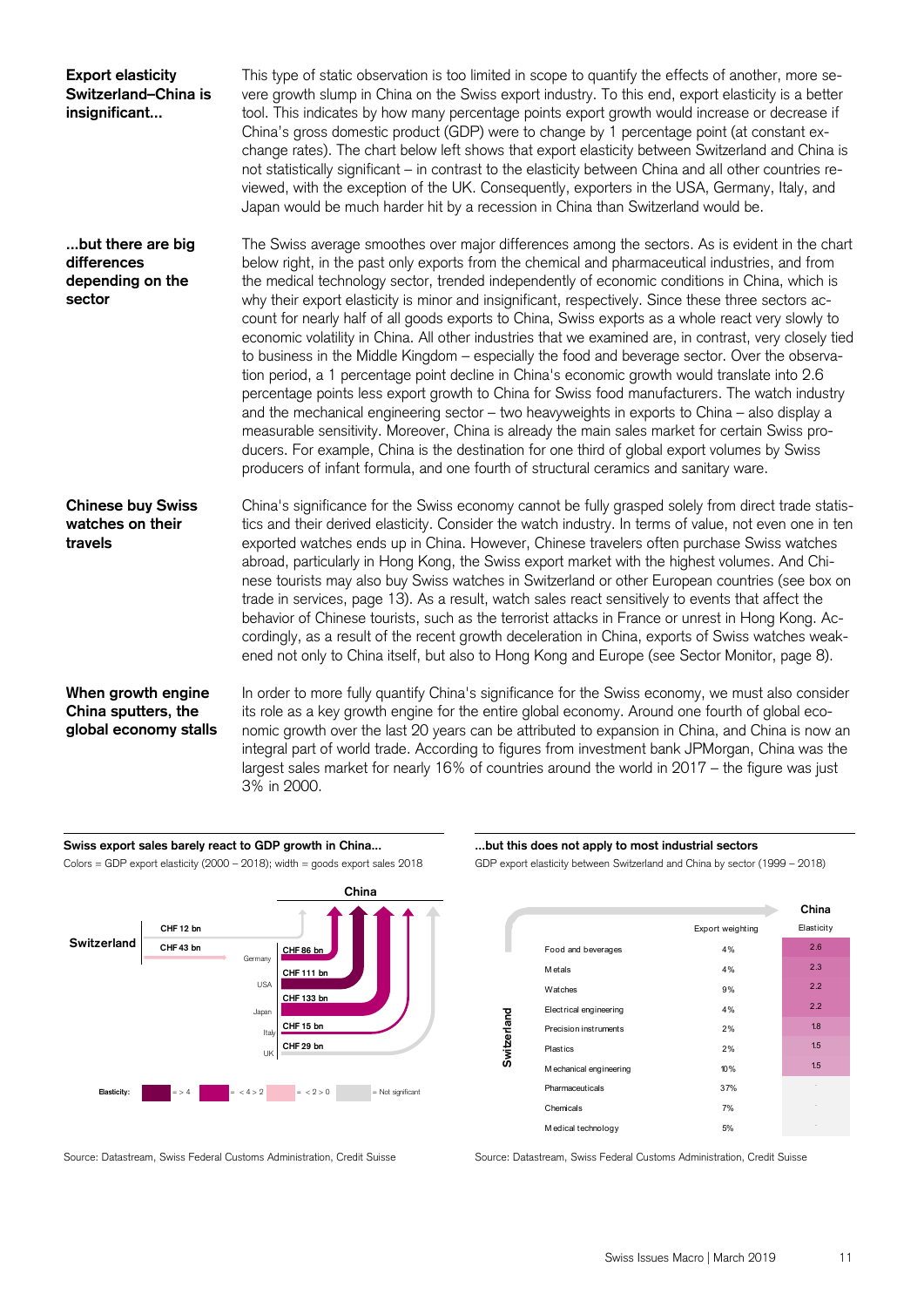**Export elasticity Switzerland–China is insignificant...**

This type of static observation is too limited in scope to quantify the effects of another, more severe growth slump in China on the Swiss export industry. To this end, export elasticity is a better tool. This indicates by how many percentage points export growth would increase or decrease if China's gross domestic product (GDP) were to change by 1 percentage point (at constant exchange rates). The chart below left shows that export elasticity between Switzerland and China is not statistically significant – in contrast to the elasticity between China and all other countries reviewed, with the exception of the UK. Consequently, exporters in the USA, Germany, Italy, and Japan would be much harder hit by a recession in China than Switzerland would be.

**...but there are big differences depending on the sector**

The Swiss average smoothes over major differences among the sectors. As is evident in the chart below right, in the past only exports from the chemical and pharmaceutical industries, and from the medical technology sector, trended independently of economic conditions in China, which is why their export elasticity is minor and insignificant, respectively. Since these three sectors account for nearly half of all goods exports to China, Swiss exports as a whole react very slowly to economic volatility in China. All other industries that we examined are, in contrast, very closely tied to business in the Middle Kingdom – especially the food and beverage sector. Over the observation period, a 1 percentage point decline in China's economic growth would translate into 2.6 percentage points less export growth to China for Swiss food manufacturers. The watch industry and the mechanical engineering sector – two heavyweights in exports to China – also display a measurable sensitivity. Moreover, China is already the main sales market for certain Swiss producers. For example, China is the destination for one third of global export volumes by Swiss producers of infant formula, and one fourth of structural ceramics and sanitary ware.

**Chinese buy Swiss watches on their travels**

China's significance for the Swiss economy cannot be fully grasped solely from direct trade statistics and their derived elasticity. Consider the watch industry. In terms of value, not even one in ten exported watches ends up in China. However, Chinese travelers often purchase Swiss watches abroad, particularly in Hong Kong, the Swiss export market with the highest volumes. And Chinese tourists may also buy Swiss watches in Switzerland or other European countries (see box on trade in services, page 13). As a result, watch sales react sensitively to events that affect the behavior of Chinese tourists, such as the terrorist attacks in France or unrest in Hong Kong. Accordingly, as a result of the recent growth deceleration in China, exports of Swiss watches weakened not only to China itself, but also to Hong Kong and Europe (see Sector Monitor, page 8).

**When growth engine China sputters, the global economy stalls**

In order to more fully quantify China's significance for the Swiss economy, we must also consider its role as a key growth engine for the entire global economy. Around one fourth of global economic growth over the last 20 years can be attributed to expansion in China, and China is now an integral part of world trade. According to figures from investment bank JPMorgan, China was the largest sales market for nearly 16% of countries around the world in 2017 – the figure was just 3% in 2000.

**Swiss export sales barely react to GDP growth in China...**

Colors = GDP export elasticity (2000 – 2018); width = goods export sales 2018

| Exporter | Goods export sales to China 2018 | Elasticity |
|---|---|---|
| Switzerland | CHF 12 bn | Not significant |
| Germany | CHF 86 bn | > 4 |
| USA | CHF 111 bn | < 4 > 2 |
| Japan | CHF 133 bn | < 4 > 2 |
| Italy | CHF 15 bn | < 4 > 2 |
| UK | CHF 29 bn | Not significant |

Elasticity: > 4; < 4 > 2; < 2 > 0; Not significant

Source: Datastream, Swiss Federal Customs Administration, Credit Suisse

**...but this does not apply to most industrial sectors**

GDP export elasticity between Switzerland and China by sector (1999 – 2018)

| Switzerland | Export weighting | China Elasticity |
|---|---|---|
| Food and beverages | 4% | 2.6 |
| Metals | 4% | 2.3 |
| Watches | 9% | 2.2 |
| Electrical engineering | 4% | 2.2 |
| Precision instruments | 2% | 1.8 |
| Plastics | 2% | 1.5 |
| Mechanical engineering | 10% | 1.5 |
| Pharmaceuticals | 37% | - |
| Chemicals | 7% | - |
| Medical technology | 5% | - |

Source: Datastream, Swiss Federal Customs Administration, Credit Suisse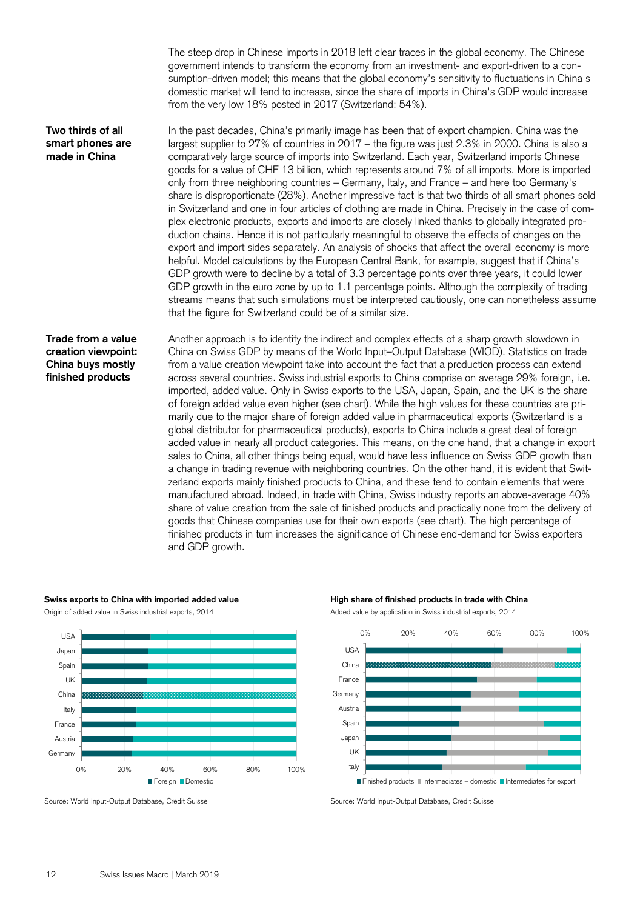The steep drop in Chinese imports in 2018 left clear traces in the global economy. The Chinese government intends to transform the economy from an investment- and export-driven to a consumption-driven model; this means that the global economy's sensitivity to fluctuations in China's domestic market will tend to increase, since the share of imports in China's GDP would increase from the very low 18% posted in 2017 (Switzerland: 54%).

**Two thirds of all smart phones are made in China**

In the past decades, China's primarily image has been that of export champion. China was the largest supplier to 27% of countries in 2017 – the figure was just 2.3% in 2000. China is also a comparatively large source of imports into Switzerland. Each year, Switzerland imports Chinese goods for a value of CHF 13 billion, which represents around 7% of all imports. More is imported only from three neighboring countries – Germany, Italy, and France – and here too Germany's share is disproportionate (28%). Another impressive fact is that two thirds of all smart phones sold in Switzerland and one in four articles of clothing are made in China. Precisely in the case of complex electronic products, exports and imports are closely linked thanks to globally integrated production chains. Hence it is not particularly meaningful to observe the effects of changes on the export and import sides separately. An analysis of shocks that affect the overall economy is more helpful. Model calculations by the European Central Bank, for example, suggest that if China's GDP growth were to decline by a total of 3.3 percentage points over three years, it could lower GDP growth in the euro zone by up to 1.1 percentage points. Although the complexity of trading streams means that such simulations must be interpreted cautiously, one can nonetheless assume that the figure for Switzerland could be of a similar size.

**Trade from a value creation viewpoint: China buys mostly finished products**

Another approach is to identify the indirect and complex effects of a sharp growth slowdown in China on Swiss GDP by means of the World Input–Output Database (WIOD). Statistics on trade from a value creation viewpoint take into account the fact that a production process can extend across several countries. Swiss industrial exports to China comprise on average 29% foreign, i.e. imported, added value. Only in Swiss exports to the USA, Japan, Spain, and the UK is the share of foreign added value even higher (see chart). While the high values for these countries are primarily due to the major share of foreign added value in pharmaceutical exports (Switzerland is a global distributor for pharmaceutical products), exports to China include a great deal of foreign added value in nearly all product categories. This means, on the one hand, that a change in export sales to China, all other things being equal, would have less influence on Swiss GDP growth than a change in trading revenue with neighboring countries. On the other hand, it is evident that Switzerland exports mainly finished products to China, and these tend to contain elements that were manufactured abroad. Indeed, in trade with China, Swiss industry reports an above-average 40% share of value creation from the sale of finished products and practically none from the delivery of goods that Chinese companies use for their own exports (see chart). The high percentage of finished products in turn increases the significance of Chinese end-demand for Swiss exporters and GDP growth.

**Swiss exports to China with imported added value**

Origin of added value in Swiss industrial exports, 2014

Source: World Input-Output Database, Credit Suisse

**High share of finished products in trade with China**

Added value by application in Swiss industrial exports, 2014

Source: World Input-Output Database, Credit Suisse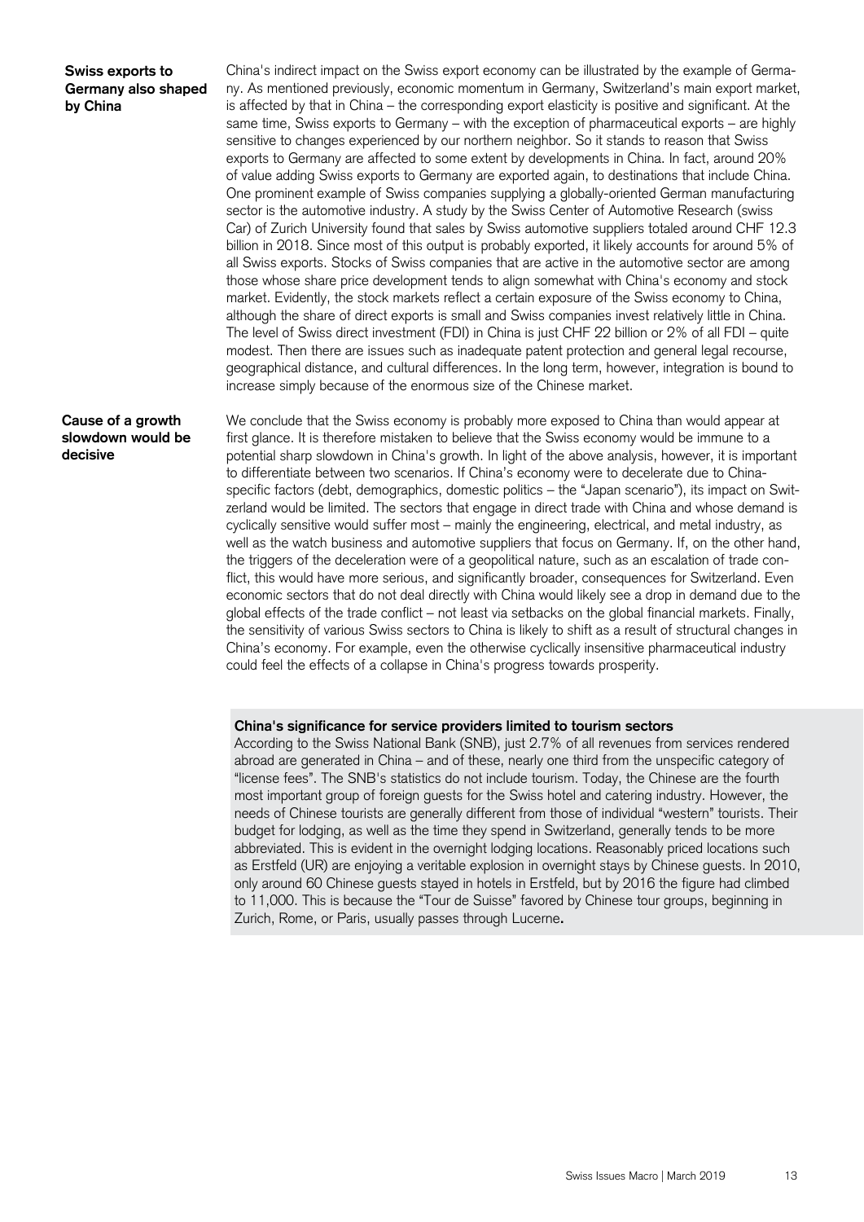**Swiss exports to Germany also shaped by China**

China's indirect impact on the Swiss export economy can be illustrated by the example of Germany. As mentioned previously, economic momentum in Germany, Switzerland's main export market, is affected by that in China – the corresponding export elasticity is positive and significant. At the same time, Swiss exports to Germany – with the exception of pharmaceutical exports – are highly sensitive to changes experienced by our northern neighbor. So it stands to reason that Swiss exports to Germany are affected to some extent by developments in China. In fact, around 20% of value adding Swiss exports to Germany are exported again, to destinations that include China. One prominent example of Swiss companies supplying a globally-oriented German manufacturing sector is the automotive industry. A study by the Swiss Center of Automotive Research (swiss Car) of Zurich University found that sales by Swiss automotive suppliers totaled around CHF 12.3 billion in 2018. Since most of this output is probably exported, it likely accounts for around 5% of all Swiss exports. Stocks of Swiss companies that are active in the automotive sector are among those whose share price development tends to align somewhat with China's economy and stock market. Evidently, the stock markets reflect a certain exposure of the Swiss economy to China, although the share of direct exports is small and Swiss companies invest relatively little in China. The level of Swiss direct investment (FDI) in China is just CHF 22 billion or 2% of all FDI – quite modest. Then there are issues such as inadequate patent protection and general legal recourse, geographical distance, and cultural differences. In the long term, however, integration is bound to increase simply because of the enormous size of the Chinese market.

**Cause of a growth slowdown would be decisive**

We conclude that the Swiss economy is probably more exposed to China than would appear at first glance. It is therefore mistaken to believe that the Swiss economy would be immune to a potential sharp slowdown in China's growth. In light of the above analysis, however, it is important to differentiate between two scenarios. If China's economy were to decelerate due to China-specific factors (debt, demographics, domestic politics – the "Japan scenario"), its impact on Switzerland would be limited. The sectors that engage in direct trade with China and whose demand is cyclically sensitive would suffer most – mainly the engineering, electrical, and metal industry, as well as the watch business and automotive suppliers that focus on Germany. If, on the other hand, the triggers of the deceleration were of a geopolitical nature, such as an escalation of trade conflict, this would have more serious, and significantly broader, consequences for Switzerland. Even economic sectors that do not deal directly with China would likely see a drop in demand due to the global effects of the trade conflict – not least via setbacks on the global financial markets. Finally, the sensitivity of various Swiss sectors to China is likely to shift as a result of structural changes in China's economy. For example, even the otherwise cyclically insensitive pharmaceutical industry could feel the effects of a collapse in China's progress towards prosperity.

**China's significance for service providers limited to tourism sectors**

According to the Swiss National Bank (SNB), just 2.7% of all revenues from services rendered abroad are generated in China – and of these, nearly one third from the unspecific category of "license fees". The SNB's statistics do not include tourism. Today, the Chinese are the fourth most important group of foreign guests for the Swiss hotel and catering industry. However, the needs of Chinese tourists are generally different from those of individual "western" tourists. Their budget for lodging, as well as the time they spend in Switzerland, generally tends to be more abbreviated. This is evident in the overnight lodging locations. Reasonably priced locations such as Erstfeld (UR) are enjoying a veritable explosion in overnight stays by Chinese guests. In 2010, only around 60 Chinese guests stayed in hotels in Erstfeld, but by 2016 the figure had climbed to 11,000. This is because the "Tour de Suisse" favored by Chinese tour groups, beginning in Zurich, Rome, or Paris, usually passes through Lucerne.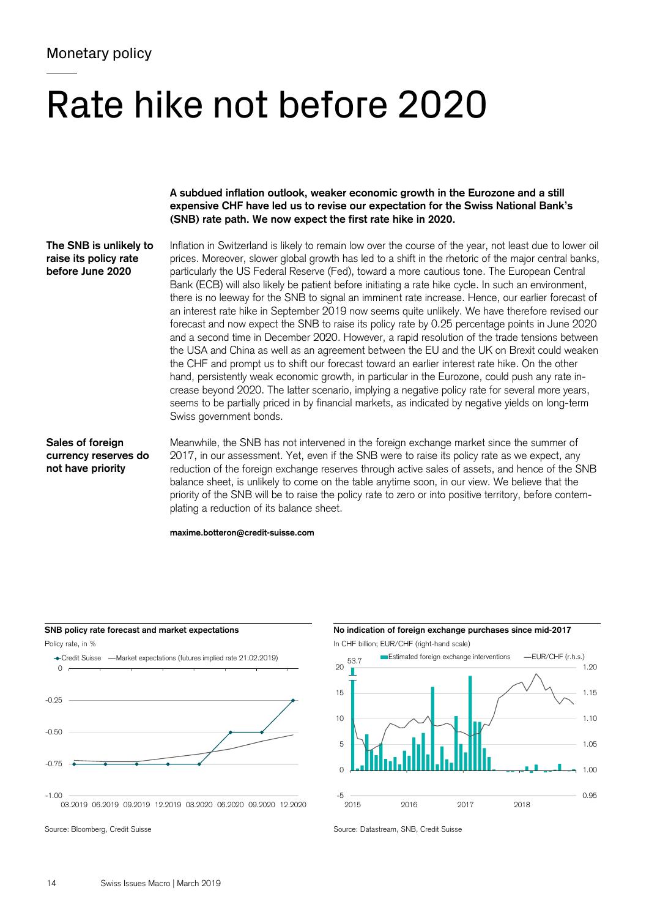Monetary policy

# Rate hike not before 2020

**A subdued inflation outlook, weaker economic growth in the Eurozone and a still expensive CHF have led us to revise our expectation for the Swiss National Bank's (SNB) rate path. We now expect the first rate hike in 2020.**

**The SNB is unlikely to raise its policy rate before June 2020**

Inflation in Switzerland is likely to remain low over the course of the year, not least due to lower oil prices. Moreover, slower global growth has led to a shift in the rhetoric of the major central banks, particularly the US Federal Reserve (Fed), toward a more cautious tone. The European Central Bank (ECB) will also likely be patient before initiating a rate hike cycle. In such an environment, there is no leeway for the SNB to signal an imminent rate increase. Hence, our earlier forecast of an interest rate hike in September 2019 now seems quite unlikely. We have therefore revised our forecast and now expect the SNB to raise its policy rate by 0.25 percentage points in June 2020 and a second time in December 2020. However, a rapid resolution of the trade tensions between the USA and China as well as an agreement between the EU and the UK on Brexit could weaken the CHF and prompt us to shift our forecast toward an earlier interest rate hike. On the other hand, persistently weak economic growth, in particular in the Eurozone, could push any rate increase beyond 2020. The latter scenario, implying a negative policy rate for several more years, seems to be partially priced in by financial markets, as indicated by negative yields on long-term Swiss government bonds.

**Sales of foreign currency reserves do not have priority**

Meanwhile, the SNB has not intervened in the foreign exchange market since the summer of 2017, in our assessment. Yet, even if the SNB were to raise its policy rate as we expect, any reduction of the foreign exchange reserves through active sales of assets, and hence of the SNB balance sheet, is unlikely to come on the table anytime soon, in our view. We believe that the priority of the SNB will be to raise the policy rate to zero or into positive territory, before contemplating a reduction of its balance sheet.

**maxime.botteron@credit-suisse.com**

**SNB policy rate forecast and market expectations**

Policy rate, in %

Source: Bloomberg, Credit Suisse

**No indication of foreign exchange purchases since mid-2017**

In CHF billion; EUR/CHF (right-hand scale)

Source: Datastream, SNB, Credit Suisse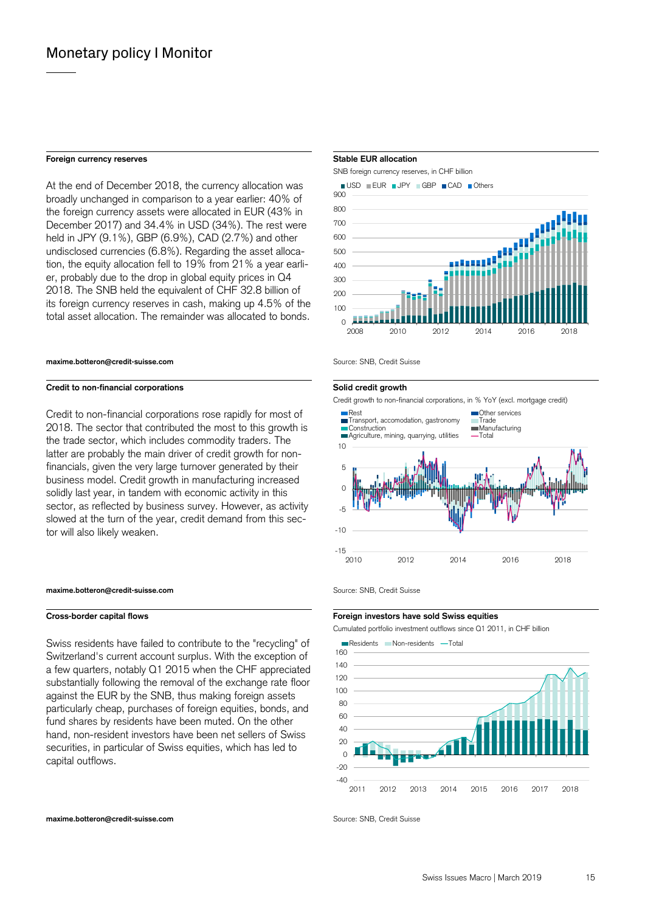## Monetary policy I Monitor

### Foreign currency reserves

At the end of December 2018, the currency allocation was broadly unchanged in comparison to a year earlier: 40% of the foreign currency assets were allocated in EUR (43% in December 2017) and 34.4% in USD (34%). The rest were held in JPY (9.1%), GBP (6.9%), CAD (2.7%) and other undisclosed currencies (6.8%). Regarding the asset allocation, the equity allocation fell to 19% from 21% a year earlier, probably due to the drop in global equity prices in Q4 2018. The SNB held the equivalent of CHF 32.8 billion of its foreign currency reserves in cash, making up 4.5% of the total asset allocation. The remainder was allocated to bonds.

maxime.botteron@credit-suisse.com

**Stable EUR allocation**

SNB foreign currency reserves, in CHF billion

Source: SNB, Credit Suisse

### Credit to non-financial corporations

Credit to non-financial corporations rose rapidly for most of 2018. The sector that contributed the most to this growth is the trade sector, which includes commodity traders. The latter are probably the main driver of credit growth for non-financials, given the very large turnover generated by their business model. Credit growth in manufacturing increased solidly last year, in tandem with economic activity in this sector, as reflected by business survey. However, as activity slowed at the turn of the year, credit demand from this sector will also likely weaken.

maxime.botteron@credit-suisse.com

**Solid credit growth**

Credit growth to non-financial corporations, in % YoY (excl. mortgage credit)

Source: SNB, Credit Suisse

### Cross-border capital flows

Swiss residents have failed to contribute to the "recycling" of Switzerland's current account surplus. With the exception of a few quarters, notably Q1 2015 when the CHF appreciated substantially following the removal of the exchange rate floor against the EUR by the SNB, thus making foreign assets particularly cheap, purchases of foreign equities, bonds, and fund shares by residents have been muted. On the other hand, non-resident investors have been net sellers of Swiss securities, in particular of Swiss equities, which has led to capital outflows.

maxime.botteron@credit-suisse.com

**Foreign investors have sold Swiss equities**

Cumulated portfolio investment outflows since Q1 2011, in CHF billion

Source: SNB, Credit Suisse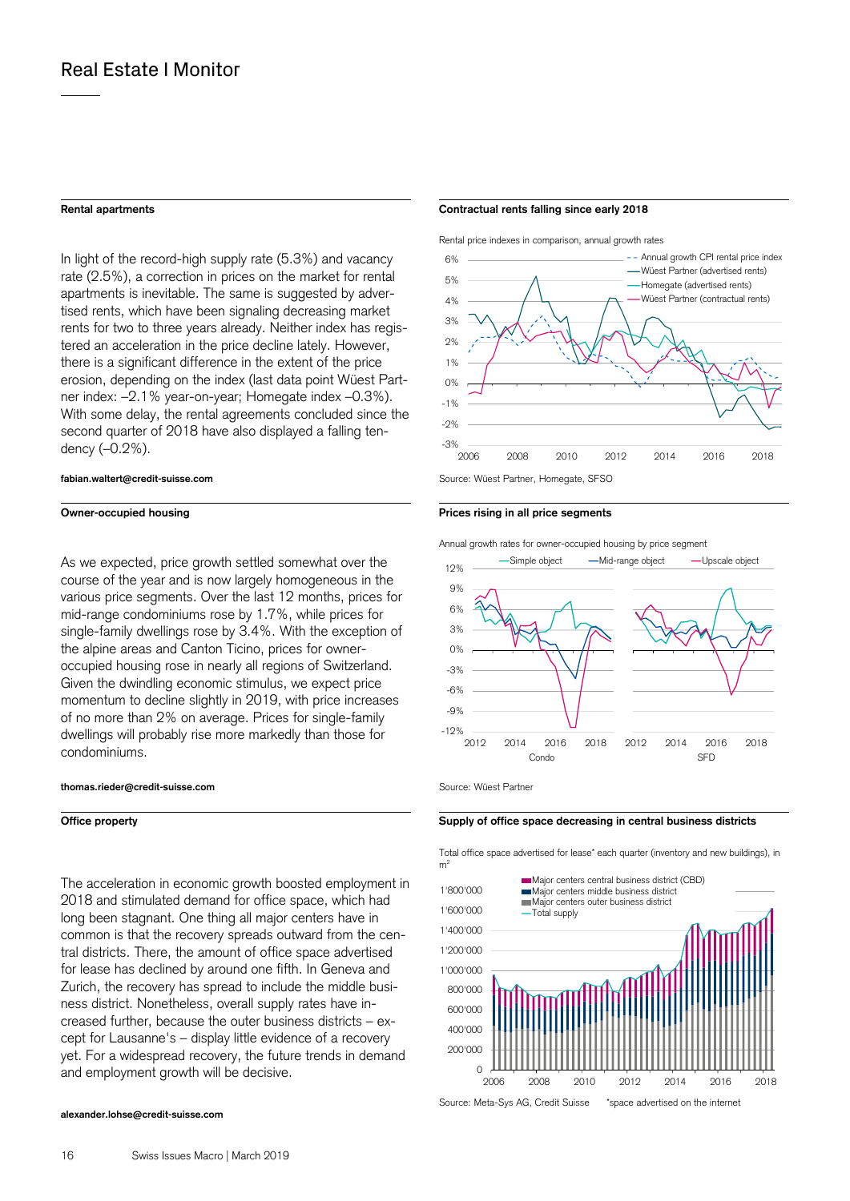# Real Estate I Monitor

### Rental apartments

In light of the record-high supply rate (5.3%) and vacancy rate (2.5%), a correction in prices on the market for rental apartments is inevitable. The same is suggested by advertised rents, which have been signaling decreasing market rents for two to three years already. Neither index has registered an acceleration in the price decline lately. However, there is a significant difference in the extent of the price erosion, depending on the index (last data point Wüest Partner index: –2.1% year-on-year; Homegate index –0.3%). With some delay, the rental agreements concluded since the second quarter of 2018 have also displayed a falling tendency (–0.2%).

fabian.waltert@credit-suisse.com

**Contractual rents falling since early 2018**

Rental price indexes in comparison, annual growth rates

Source: Wüest Partner, Homegate, SFSO

### Owner-occupied housing

As we expected, price growth settled somewhat over the course of the year and is now largely homogeneous in the various price segments. Over the last 12 months, prices for mid-range condominiums rose by 1.7%, while prices for single-family dwellings rose by 3.4%. With the exception of the alpine areas and Canton Ticino, prices for owner-occupied housing rose in nearly all regions of Switzerland. Given the dwindling economic stimulus, we expect price momentum to decline slightly in 2019, with price increases of no more than 2% on average. Prices for single-family dwellings will probably rise more markedly than those for condominiums.

thomas.rieder@credit-suisse.com

**Prices rising in all price segments**

Annual growth rates for owner-occupied housing by price segment

Source: Wüest Partner

### Office property

The acceleration in economic growth boosted employment in 2018 and stimulated demand for office space, which had long been stagnant. One thing all major centers have in common is that the recovery spreads outward from the central districts. There, the amount of office space advertised for lease has declined by around one fifth. In Geneva and Zurich, the recovery has spread to include the middle business district. Nonetheless, overall supply rates have increased further, because the outer business districts – except for Lausanne's – display little evidence of a recovery yet. For a widespread recovery, the future trends in demand and employment growth will be decisive.

alexander.lohse@credit-suisse.com

**Supply of office space decreasing in central business districts**

Total office space advertised for lease* each quarter (inventory and new buildings), in $m^2$

Source: Meta-Sys AG, Credit Suisse  *space advertised on the internet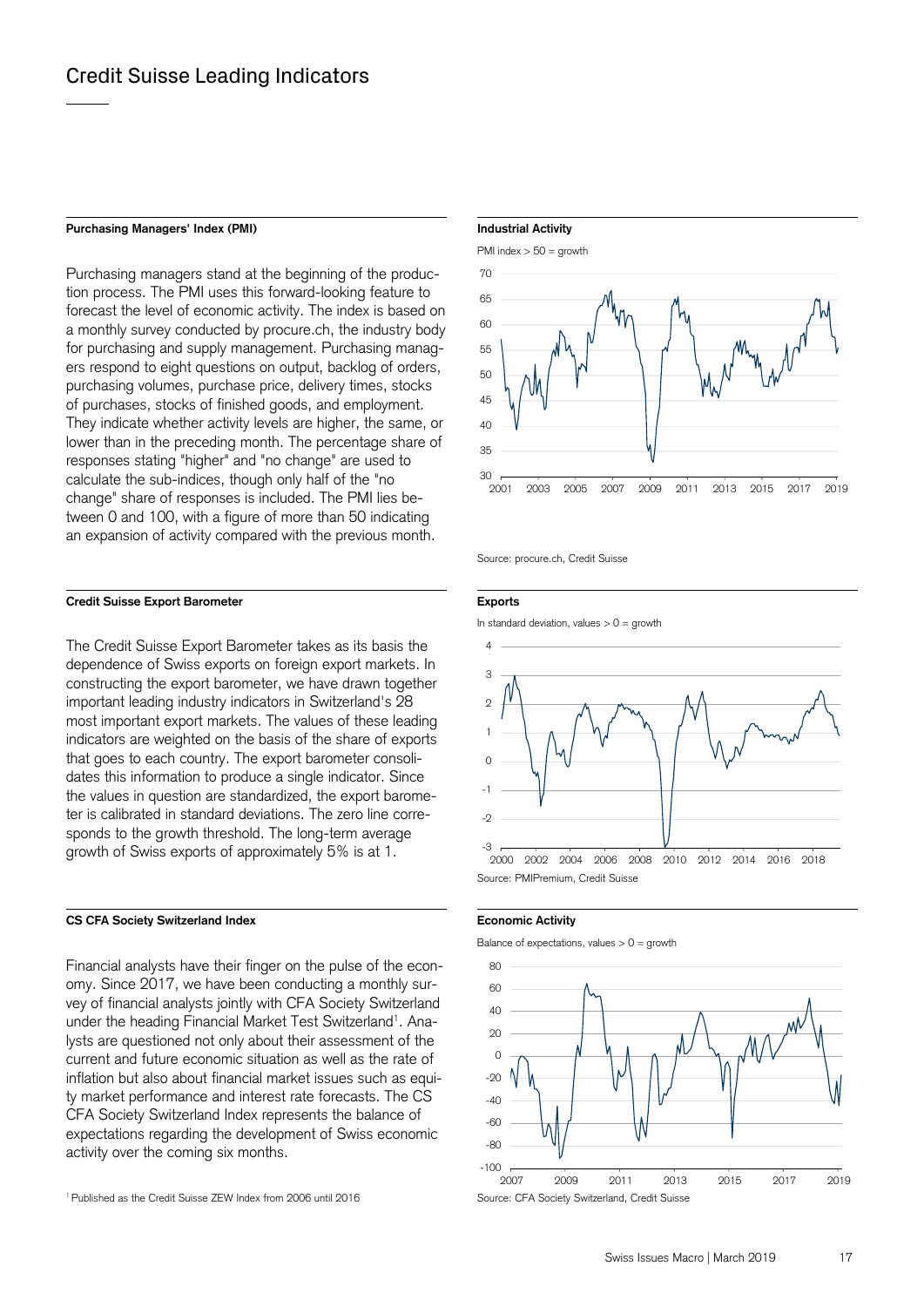# Credit Suisse Leading Indicators

### Purchasing Managers' Index (PMI)

Purchasing managers stand at the beginning of the production process. The PMI uses this forward-looking feature to forecast the level of economic activity. The index is based on a monthly survey conducted by procure.ch, the industry body for purchasing and supply management. Purchasing managers respond to eight questions on output, backlog of orders, purchasing volumes, purchase price, delivery times, stocks of purchases, stocks of finished goods, and employment. They indicate whether activity levels are higher, the same, or lower than in the preceding month. The percentage share of responses stating "higher" and "no change" are used to calculate the sub-indices, though only half of the "no change" share of responses is included. The PMI lies between 0 and 100, with a figure of more than 50 indicating an expansion of activity compared with the previous month.

**Industrial Activity**

PMI index > 50 = growth

Source: procure.ch, Credit Suisse

### Credit Suisse Export Barometer

The Credit Suisse Export Barometer takes as its basis the dependence of Swiss exports on foreign export markets. In constructing the export barometer, we have drawn together important leading industry indicators in Switzerland's 28 most important export markets. The values of these leading indicators are weighted on the basis of the share of exports that goes to each country. The export barometer consolidates this information to produce a single indicator. Since the values in question are standardized, the export barometer is calibrated in standard deviations. The zero line corresponds to the growth threshold. The long-term average growth of Swiss exports of approximately 5% is at 1.

**Exports**

In standard deviation, values > 0 = growth

Source: PMIPremium, Credit Suisse

### CS CFA Society Switzerland Index

Financial analysts have their finger on the pulse of the economy. Since 2017, we have been conducting a monthly survey of financial analysts jointly with CFA Society Switzerland under the heading Financial Market Test Switzerland[1]. Analysts are questioned not only about their assessment of the current and future economic situation as well as the rate of inflation but also about financial market issues such as equity market performance and interest rate forecasts. The CS CFA Society Switzerland Index represents the balance of expectations regarding the development of Swiss economic activity over the coming six months.

**Economic Activity**

Balance of expectations, values > 0 = growth

Source: CFA Society Switzerland, Credit Suisse

[1] Published as the Credit Suisse ZEW Index from 2006 until 2016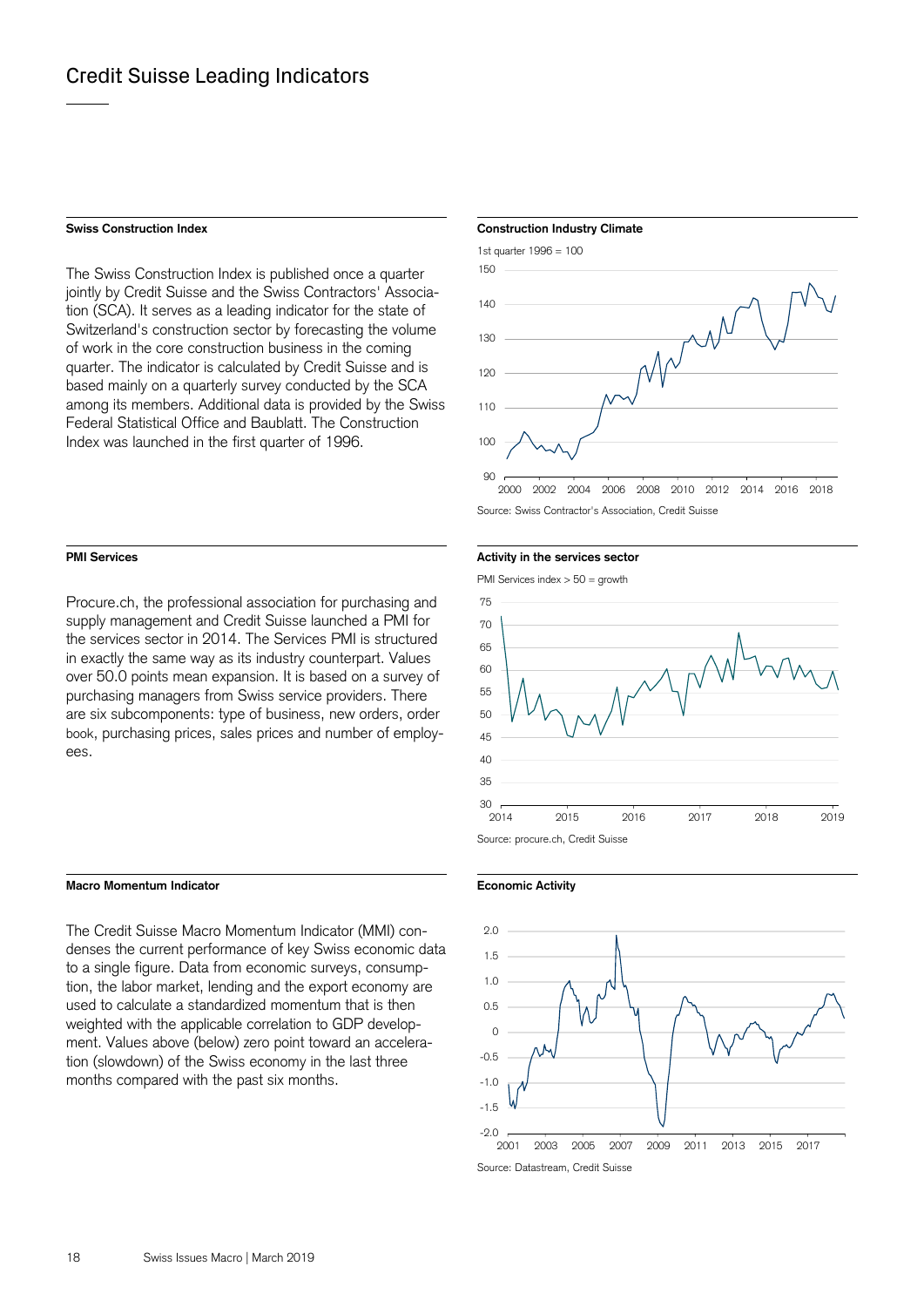# Credit Suisse Leading Indicators

### Swiss Construction Index

The Swiss Construction Index is published once a quarter jointly by Credit Suisse and the Swiss Contractors' Association (SCA). It serves as a leading indicator for the state of Switzerland's construction sector by forecasting the volume of work in the core construction business in the coming quarter. The indicator is calculated by Credit Suisse and is based mainly on a quarterly survey conducted by the SCA among its members. Additional data is provided by the Swiss Federal Statistical Office and Baublatt. The Construction Index was launched in the first quarter of 1996.

**Construction Industry Climate**

1st quarter 1996 = 100

Source: Swiss Contractor's Association, Credit Suisse

### PMI Services

Procure.ch, the professional association for purchasing and supply management and Credit Suisse launched a PMI for the services sector in 2014. The Services PMI is structured in exactly the same way as its industry counterpart. Values over 50.0 points mean expansion. It is based on a survey of purchasing managers from Swiss service providers. There are six subcomponents: type of business, new orders, order book, purchasing prices, sales prices and number of employees.

**Activity in the services sector**

PMI Services index > 50 = growth

Source: procure.ch, Credit Suisse

### Macro Momentum Indicator

The Credit Suisse Macro Momentum Indicator (MMI) condenses the current performance of key Swiss economic data to a single figure. Data from economic surveys, consumption, the labor market, lending and the export economy are used to calculate a standardized momentum that is then weighted with the applicable correlation to GDP development. Values above (below) zero point toward an acceleration (slowdown) of the Swiss economy in the last three months compared with the past six months.

**Economic Activity**

Source: Datastream, Credit Suisse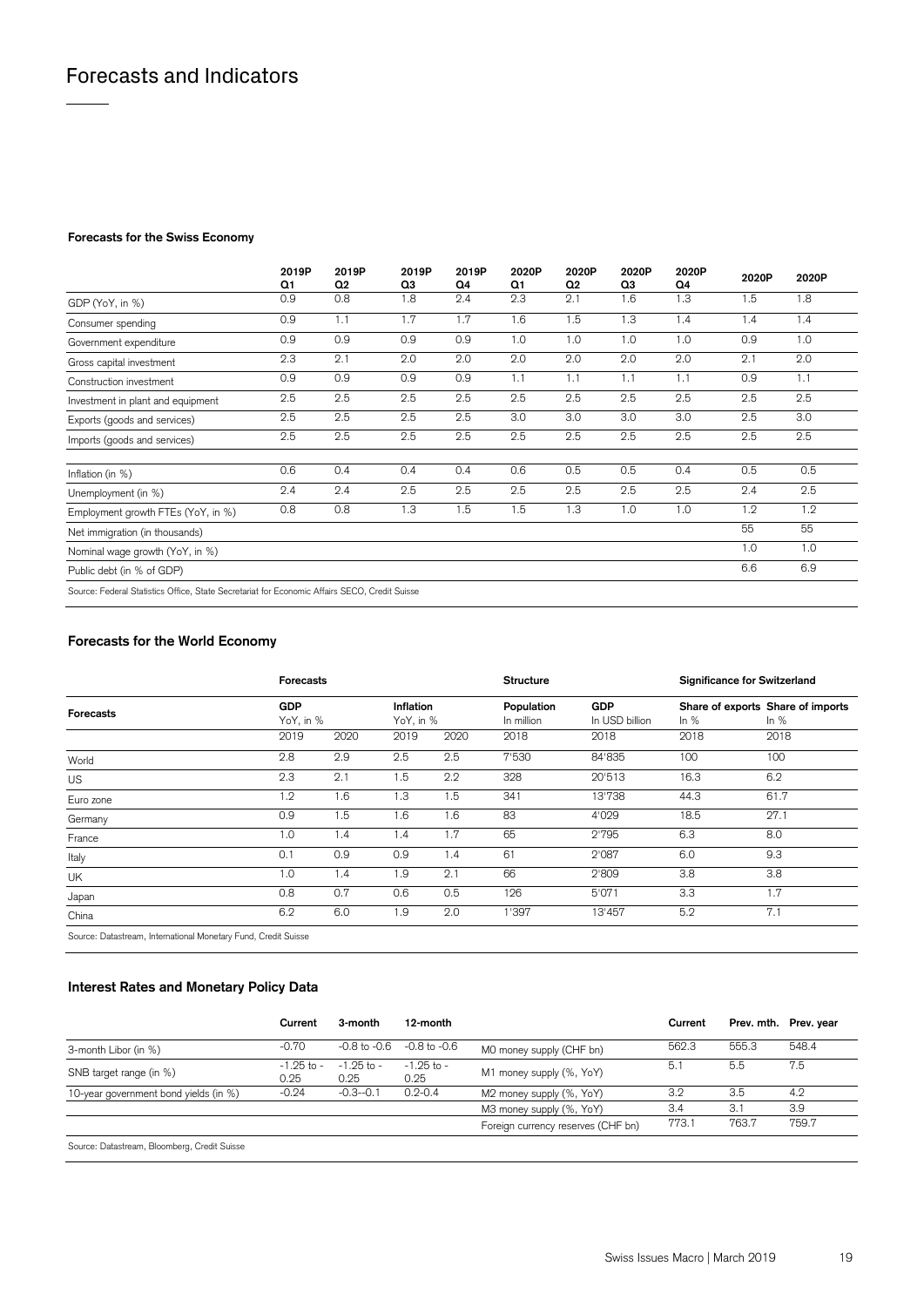# Forecasts and Indicators

### Forecasts for the Swiss Economy

| | 2019P Q1 | 2019P Q2 | 2019P Q3 | 2019P Q4 | 2020P Q1 | 2020P Q2 | 2020P Q3 | 2020P Q4 | 2020P | 2020P |
|---|---|---|---|---|---|---|---|---|---|---|
| GDP (YoY, in %) | 0.9 | 0.8 | 1.8 | 2.4 | 2.3 | 2.1 | 1.6 | 1.3 | 1.5 | 1.8 |
| Consumer spending | 0.9 | 1.1 | 1.7 | 1.7 | 1.6 | 1.5 | 1.3 | 1.4 | 1.4 | 1.4 |
| Government expenditure | 0.9 | 0.9 | 0.9 | 0.9 | 1.0 | 1.0 | 1.0 | 1.0 | 0.9 | 1.0 |
| Gross capital investment | 2.3 | 2.1 | 2.0 | 2.0 | 2.0 | 2.0 | 2.0 | 2.0 | 2.1 | 2.0 |
| Construction investment | 0.9 | 0.9 | 0.9 | 0.9 | 1.1 | 1.1 | 1.1 | 1.1 | 0.9 | 1.1 |
| Investment in plant and equipment | 2.5 | 2.5 | 2.5 | 2.5 | 2.5 | 2.5 | 2.5 | 2.5 | 2.5 | 2.5 |
| Exports (goods and services) | 2.5 | 2.5 | 2.5 | 2.5 | 3.0 | 3.0 | 3.0 | 3.0 | 2.5 | 3.0 |
| Imports (goods and services) | 2.5 | 2.5 | 2.5 | 2.5 | 2.5 | 2.5 | 2.5 | 2.5 | 2.5 | 2.5 |
| | | | | | | | | | | |
| Inflation (in %) | 0.6 | 0.4 | 0.4 | 0.4 | 0.6 | 0.5 | 0.5 | 0.4 | 0.5 | 0.5 |
| Unemployment (in %) | 2.4 | 2.4 | 2.5 | 2.5 | 2.5 | 2.5 | 2.5 | 2.5 | 2.4 | 2.5 |
| Employment growth FTEs (YoY, in %) | 0.8 | 0.8 | 1.3 | 1.5 | 1.5 | 1.3 | 1.0 | 1.0 | 1.2 | 1.2 |
| Net immigration (in thousands) | | | | | | | | | 55 | 55 |
| Nominal wage growth (YoY, in %) | | | | | | | | | 1.0 | 1.0 |
| Public debt (in % of GDP) | | | | | | | | | 6.6 | 6.9 |

Source: Federal Statistics Office, State Secretariat for Economic Affairs SECO, Credit Suisse

### Forecasts for the World Economy

| | Forecasts | | | | Structure | | Significance for Switzerland | |
|---|---|---|---|---|---|---|---|---|
| **Forecasts** | GDP YoY, in % | | Inflation YoY, in % | | Population In million | GDP In USD billion | Share of exports In % | Share of imports In % |
| | 2019 | 2020 | 2019 | 2020 | 2018 | 2018 | 2018 | 2018 |
| World | 2.8 | 2.9 | 2.5 | 2.5 | 7'530 | 84'835 | 100 | 100 |
| US | 2.3 | 2.1 | 1.5 | 2.2 | 328 | 20'513 | 16.3 | 6.2 |
| Euro zone | 1.2 | 1.6 | 1.3 | 1.5 | 341 | 13'738 | 44.3 | 61.7 |
| Germany | 0.9 | 1.5 | 1.6 | 1.6 | 83 | 4'029 | 18.5 | 27.1 |
| France | 1.0 | 1.4 | 1.4 | 1.7 | 65 | 2'795 | 6.3 | 8.0 |
| Italy | 0.1 | 0.9 | 0.9 | 1.4 | 61 | 2'087 | 6.0 | 9.3 |
| UK | 1.0 | 1.4 | 1.9 | 2.1 | 66 | 2'809 | 3.8 | 3.8 |
| Japan | 0.8 | 0.7 | 0.6 | 0.5 | 126 | 5'071 | 3.3 | 1.7 |
| China | 6.2 | 6.0 | 1.9 | 2.0 | 1'397 | 13'457 | 5.2 | 7.1 |

Source: Datastream, International Monetary Fund, Credit Suisse

### Interest Rates and Monetary Policy Data

| | Current | 3-month | 12-month | | Current | Prev. mth. | Prev. year |
|---|---|---|---|---|---|---|---|
| 3-month Libor (in %) | -0.70 | -0.8 to -0.6 | -0.8 to -0.6 | M0 money supply (CHF bn) | 562.3 | 555.3 | 548.4 |
| SNB target range (in %) | -1.25 to -0.25 | -1.25 to -0.25 | -1.25 to -0.25 | M1 money supply (%, YoY) | 5.1 | 5.5 | 7.5 |
| 10-year government bond yields (in %) | -0.24 | -0.3--0.1 | 0.2-0.4 | M2 money supply (%, YoY) | 3.2 | 3.5 | 4.2 |
| | | | | M3 money supply (%, YoY) | 3.4 | 3.1 | 3.9 |
| | | | | Foreign currency reserves (CHF bn) | 773.1 | 763.7 | 759.7 |

Source: Datastream, Bloomberg, Credit Suisse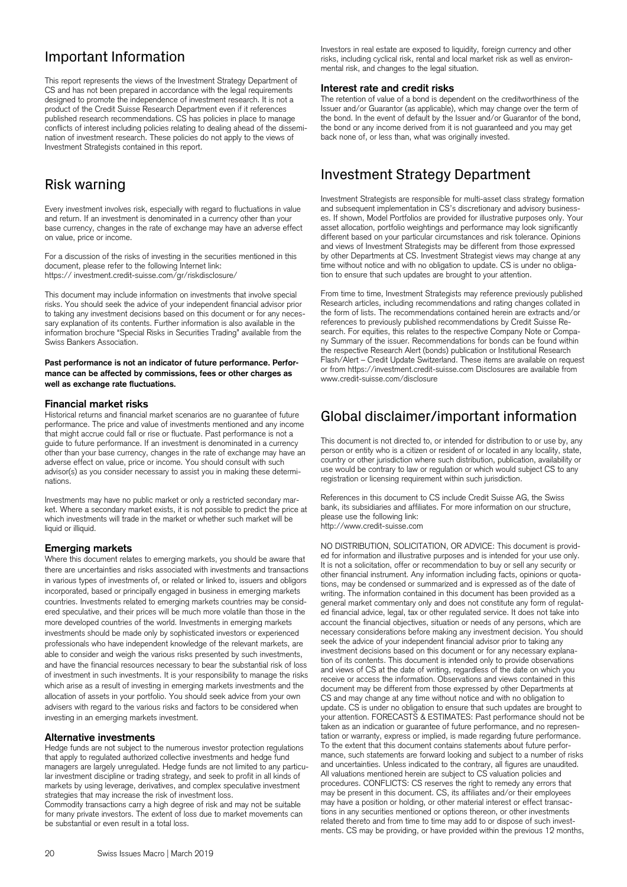# Important Information

This report represents the views of the Investment Strategy Department of CS and has not been prepared in accordance with the legal requirements designed to promote the independence of investment research. It is not a product of the Credit Suisse Research Department even if it references published research recommendations. CS has policies in place to manage conflicts of interest including policies relating to dealing ahead of the dissemination of investment research. These policies do not apply to the views of Investment Strategists contained in this report.

# Risk warning

Every investment involves risk, especially with regard to fluctuations in value and return. If an investment is denominated in a currency other than your base currency, changes in the rate of exchange may have an adverse effect on value, price or income.

For a discussion of the risks of investing in the securities mentioned in this document, please refer to the following Internet link:
https:// investment.credit-suisse.com/gr/riskdisclosure/

This document may include information on investments that involve special risks. You should seek the advice of your independent financial advisor prior to taking any investment decisions based on this document or for any necessary explanation of its contents. Further information is also available in the information brochure "Special Risks in Securities Trading" available from the Swiss Bankers Association.

**Past performance is not an indicator of future performance. Performance can be affected by commissions, fees or other charges as well as exchange rate fluctuations.**

### Financial market risks

Historical returns and financial market scenarios are no guarantee of future performance. The price and value of investments mentioned and any income that might accrue could fall or rise or fluctuate. Past performance is not a guide to future performance. If an investment is denominated in a currency other than your base currency, changes in the rate of exchange may have an adverse effect on value, price or income. You should consult with such advisor(s) as you consider necessary to assist you in making these determinations.

Investments may have no public market or only a restricted secondary market. Where a secondary market exists, it is not possible to predict the price at which investments will trade in the market or whether such market will be liquid or illiquid.

### Emerging markets

Where this document relates to emerging markets, you should be aware that there are uncertainties and risks associated with investments and transactions in various types of investments of, or related or linked to, issuers and obligors incorporated, based or principally engaged in business in emerging markets countries. Investments related to emerging markets countries may be considered speculative, and their prices will be much more volatile than those in the more developed countries of the world. Investments in emerging markets investments should be made only by sophisticated investors or experienced professionals who have independent knowledge of the relevant markets, are able to consider and weigh the various risks presented by such investments, and have the financial resources necessary to bear the substantial risk of loss of investment in such investments. It is your responsibility to manage the risks which arise as a result of investing in emerging markets investments and the allocation of assets in your portfolio. You should seek advice from your own advisers with regard to the various risks and factors to be considered when investing in an emerging markets investment.

### Alternative investments

Hedge funds are not subject to the numerous investor protection regulations that apply to regulated authorized collective investments and hedge fund managers are largely unregulated. Hedge funds are not limited to any particular investment discipline or trading strategy, and seek to profit in all kinds of markets by using leverage, derivatives, and complex speculative investment strategies that may increase the risk of investment loss.

Commodity transactions carry a high degree of risk and may not be suitable for many private investors. The extent of loss due to market movements can be substantial or even result in a total loss.

Investors in real estate are exposed to liquidity, foreign currency and other risks, including cyclical risk, rental and local market risk as well as environmental risk, and changes to the legal situation.

### Interest rate and credit risks

The retention of value of a bond is dependent on the creditworthiness of the Issuer and/or Guarantor (as applicable), which may change over the term of the bond. In the event of default by the Issuer and/or Guarantor of the bond, the bond or any income derived from it is not guaranteed and you may get back none of, or less than, what was originally invested.

# Investment Strategy Department

Investment Strategists are responsible for multi-asset class strategy formation and subsequent implementation in CS's discretionary and advisory businesses. If shown, Model Portfolios are provided for illustrative purposes only. Your asset allocation, portfolio weightings and performance may look significantly different based on your particular circumstances and risk tolerance. Opinions and views of Investment Strategists may be different from those expressed by other Departments at CS. Investment Strategist views may change at any time without notice and with no obligation to update. CS is under no obligation to ensure that such updates are brought to your attention.

From time to time, Investment Strategists may reference previously published Research articles, including recommendations and rating changes collated in the form of lists. The recommendations contained herein are extracts and/or references to previously published recommendations by Credit Suisse Research. For equities, this relates to the respective Company Note or Company Summary of the issuer. Recommendations for bonds can be found within the respective Research Alert (bonds) publication or Institutional Research Flash/Alert – Credit Update Switzerland. These items are available on request or from https://investment.credit-suisse.com Disclosures are available from www.credit-suisse.com/disclosure

# Global disclaimer/important information

This document is not directed to, or intended for distribution to or use by, any person or entity who is a citizen or resident of or located in any locality, state, country or other jurisdiction where such distribution, publication, availability or use would be contrary to law or regulation or which would subject CS to any registration or licensing requirement within such jurisdiction.

References in this document to CS include Credit Suisse AG, the Swiss bank, its subsidiaries and affiliates. For more information on our structure, please use the following link:
http://www.credit-suisse.com

NO DISTRIBUTION, SOLICITATION, OR ADVICE: This document is provided for information and illustrative purposes and is intended for your use only. It is not a solicitation, offer or recommendation to buy or sell any security or other financial instrument. Any information including facts, opinions or quotations, may be condensed or summarized and is expressed as of the date of writing. The information contained in this document has been provided as a general market commentary only and does not constitute any form of regulated financial advice, legal, tax or other regulated service. It does not take into account the financial objectives, situation or needs of any persons, which are necessary considerations before making any investment decision. You should seek the advice of your independent financial advisor prior to taking any investment decisions based on this document or for any necessary explanation of its contents. This document is intended only to provide observations and views of CS at the date of writing, regardless of the date on which you receive or access the information. Observations and views contained in this document may be different from those expressed by other Departments at CS and may change at any time without notice and with no obligation to update. CS is under no obligation to ensure that such updates are brought to your attention. FORECASTS & ESTIMATES: Past performance should not be taken as an indication or guarantee of future performance, and no representation or warranty, express or implied, is made regarding future performance. To the extent that this document contains statements about future performance, such statements are forward looking and subject to a number of risks and uncertainties. Unless indicated to the contrary, all figures are unaudited. All valuations mentioned herein are subject to CS valuation policies and procedures. CONFLICTS: CS reserves the right to remedy any errors that may be present in this document. CS, its affiliates and/or their employees may have a position or holding, or other material interest or effect transactions in any securities mentioned or options thereon, or other investments related thereto and from time to time may add to or dispose of such investments. CS may be providing, or have provided within the previous 12 months,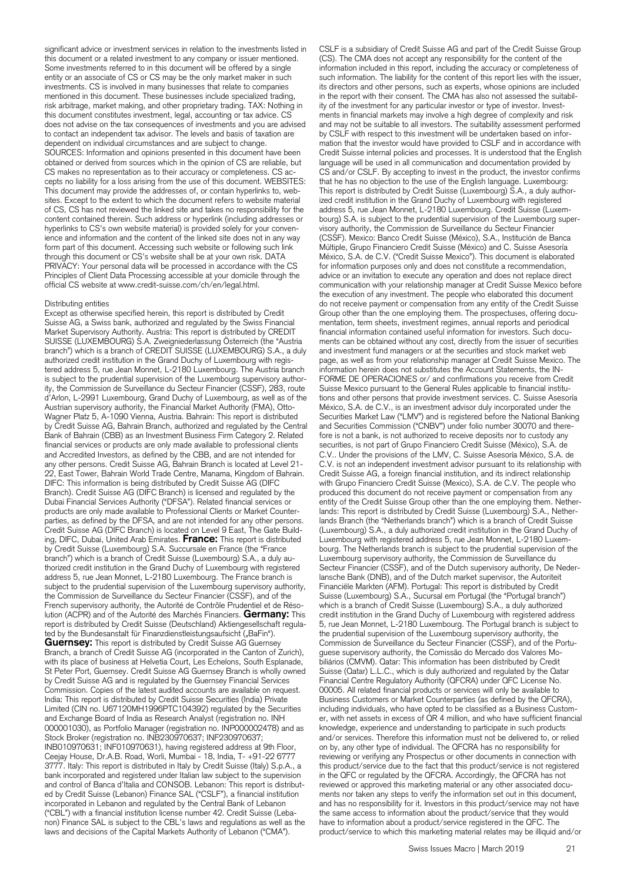significant advice or investment services in relation to the investments listed in this document or a related investment to any company or issuer mentioned. Some investments referred to in this document will be offered by a single entity or an associate of CS or CS may be the only market maker in such investments. CS is involved in many businesses that relate to companies mentioned in this document. These businesses include specialized trading, risk arbitrage, market making, and other proprietary trading. TAX: Nothing in this document constitutes investment, legal, accounting or tax advice. CS does not advise on the tax consequences of investments and you are advised to contact an independent tax advisor. The levels and basis of taxation are dependent on individual circumstances and are subject to change. SOURCES: Information and opinions presented in this document have been obtained or derived from sources which in the opinion of CS are reliable, but CS makes no representation as to their accuracy or completeness. CS accepts no liability for a loss arising from the use of this document. WEBSITES: This document may provide the addresses of, or contain hyperlinks to, websites. Except to the extent to which the document refers to website material of CS, CS has not reviewed the linked site and takes no responsibility for the content contained therein. Such address or hyperlink (including addresses or hyperlinks to CS's own website material) is provided solely for your convenience and information and the content of the linked site does not in any way form part of this document. Accessing such website or following such link through this document or CS's website shall be at your own risk. DATA PRIVACY: Your personal data will be processed in accordance with the CS Principles of Client Data Processing accessible at your domicile through the official CS website at www.credit-suisse.com/ch/en/legal.html.

Distributing entities

Except as otherwise specified herein, this report is distributed by Credit Suisse AG, a Swiss bank, authorized and regulated by the Swiss Financial Market Supervisory Authority. Austria: This report is distributed by CREDIT SUISSE (LUXEMBOURG) S.A. Zweigniederlassung Österreich (the "Austria branch") which is a branch of CREDIT SUISSE (LUXEMBOURG) S.A., a duly authorized credit institution in the Grand Duchy of Luxembourg with registered address 5, rue Jean Monnet, L-2180 Luxembourg. The Austria branch is subject to the prudential supervision of the Luxembourg supervisory authority, the Commission de Surveillance du Secteur Financier (CSSF), 283, route d'Arlon, L-2991 Luxembourg, Grand Duchy of Luxembourg, as well as of the Austrian supervisory authority, the Financial Market Authority (FMA), Otto-Wagner Platz 5, A-1090 Vienna, Austria. Bahrain: This report is distributed by Credit Suisse AG, Bahrain Branch, authorized and regulated by the Central Bank of Bahrain (CBB) as an Investment Business Firm Category 2. Related financial services or products are only made available to professional clients and Accredited Investors, as defined by the CBB, and are not intended for any other persons. Credit Suisse AG, Bahrain Branch is located at Level 21-22, East Tower, Bahrain World Trade Centre, Manama, Kingdom of Bahrain. DIFC: This information is being distributed by Credit Suisse AG (DIFC Branch). Credit Suisse AG (DIFC Branch) is licensed and regulated by the Dubai Financial Services Authority ("DFSA"). Related financial services or products are only made available to Professional Clients or Market Counterparties, as defined by the DFSA, and are not intended for any other persons. Credit Suisse AG (DIFC Branch) is located on Level 9 East, The Gate Building, DIFC, Dubai, United Arab Emirates. **France:** This report is distributed by Credit Suisse (Luxembourg) S.A. Succursale en France (the "France branch") which is a branch of Credit Suisse (Luxembourg) S.A., a duly authorized credit institution in the Grand Duchy of Luxembourg with registered address 5, rue Jean Monnet, L-2180 Luxembourg. The France branch is subject to the prudential supervision of the Luxembourg supervisory authority, the Commission de Surveillance du Secteur Financier (CSSF), and of the French supervisory authority, the Autorité de Contrôle Prudentiel et de Résolution (ACPR) and of the Autorité des Marchés Financiers. **Germany:** This report is distributed by Credit Suisse (Deutschland) Aktiengesellschaft regulated by the Bundesanstalt für Finanzdienstleistungsaufsicht („BaFin"). **Guernsey:** This report is distributed by Credit Suisse AG Guernsey Branch, a branch of Credit Suisse AG (incorporated in the Canton of Zurich), with its place of business at Helvetia Court, Les Echelons, South Esplanade, St Peter Port, Guernsey. Credit Suisse AG Guernsey Branch is wholly owned by Credit Suisse AG and is regulated by the Guernsey Financial Services Commission. Copies of the latest audited accounts are available on request. India: This report is distributed by Credit Suisse Securities (India) Private Limited (CIN no. U67120MH1996PTC104392) regulated by the Securities and Exchange Board of India as Research Analyst (registration no. INH 000001030), as Portfolio Manager (registration no. INP000002478) and as Stock Broker (registration no. INB230970637; INF230970637; INB010970631; INF010970631), having registered address at 9th Floor, Ceejay House, Dr.A.B. Road, Worli, Mumbai - 18, India, T- +91-22 6777 3777. Italy: This report is distributed in Italy by Credit Suisse (Italy) S.p.A., a bank incorporated and registered under Italian law subject to the supervision and control of Banca d'Italia and CONSOB. Lebanon: This report is distributed by Credit Suisse (Lebanon) Finance SAL ("CSLF"), a financial institution incorporated in Lebanon and regulated by the Central Bank of Lebanon ("CBL") with a financial institution license number 42. Credit Suisse (Lebanon) Finance SAL is subject to the CBL's laws and regulations as well as the laws and decisions of the Capital Markets Authority of Lebanon ("CMA"). CSLF is a subsidiary of Credit Suisse AG and part of the Credit Suisse Group (CS). The CMA does not accept any responsibility for the content of the information included in this report, including the accuracy or completeness of such information. The liability for the content of this report lies with the issuer, its directors and other persons, such as experts, whose opinions are included in the report with their consent. The CMA has also not assessed the suitability of the investment for any particular investor or type of investor. Investments in financial markets may involve a high degree of complexity and risk and may not be suitable to all investors. The suitability assessment performed by CSLF with respect to this investment will be undertaken based on information that the investor would have provided to CSLF and in accordance with Credit Suisse internal policies and processes. It is understood that the English language will be used in all communication and documentation provided by CS and/or CSLF. By accepting to invest in the product, the investor confirms that he has no objection to the use of the English language. Luxembourg: This report is distributed by Credit Suisse (Luxembourg) S.A., a duly authorized credit institution in the Grand Duchy of Luxembourg with registered address 5, rue Jean Monnet, L-2180 Luxembourg. Credit Suisse (Luxembourg) S.A. is subject to the prudential supervision of the Luxembourg supervisory authority, the Commission de Surveillance du Secteur Financier (CSSF). Mexico: Banco Credit Suisse (México), S.A., Institución de Banca Múltiple, Grupo Financiero Credit Suisse (México) and C. Suisse Asesoría México, S.A. de C.V. ("Credit Suisse Mexico"). This document is elaborated for information purposes only and does not constitute a recommendation, advice or an invitation to execute any operation and does not replace direct communication with your relationship manager at Credit Suisse Mexico before the execution of any investment. The people who elaborated this document do not receive payment or compensation from any entity of the Credit Suisse Group other than the one employing them. The prospectuses, offering documentation, term sheets, investment regimes, annual reports and periodical financial information contained useful information for investors. Such documents can be obtained without any cost, directly from the issuer of securities and investment fund managers or at the securities and stock market web page, as well as from your relationship manager at Credit Suisse Mexico. The information herein does not substitutes the Account Statements, the INFORME DE OPERACIONES or/ and confirmations you receive from Credit Suisse Mexico pursuant to the General Rules applicable to financial institutions and other persons that provide investment services. C. Suisse Asesoría México, S.A. de C.V., is an investment advisor duly incorporated under the Securities Market Law ("LMV") and is registered before the National Banking and Securities Commission ("CNBV") under folio number 30070 and therefore is not a bank, is not authorized to receive deposits nor to custody any securities, is not part of Grupo Financiero Credit Suisse (México), S.A. de C.V.. Under the provisions of the LMV, C. Suisse Asesoría México, S.A. de C.V. is not an independent investment advisor pursuant to its relationship with Credit Suisse AG, a foreign financial institution, and its indirect relationship with Grupo Financiero Credit Suisse (Mexico), S.A. de C.V. The people who produced this document do not receive payment or compensation from any entity of the Credit Suisse Group other than the one employing them. Netherlands: This report is distributed by Credit Suisse (Luxembourg) S.A., Netherlands Branch (the "Netherlands branch") which is a branch of Credit Suisse (Luxembourg) S.A., a duly authorized credit institution in the Grand Duchy of Luxembourg with registered address 5, rue Jean Monnet, L-2180 Luxembourg. The Netherlands branch is subject to the prudential supervision of the Luxembourg supervisory authority, the Commission de Surveillance du Secteur Financier (CSSF), and of the Dutch supervisory authority, De Nederlansche Bank (DNB), and of the Dutch market supervisor, the Autoriteit Financiële Markten (AFM). Portugal: This report is distributed by Credit Suisse (Luxembourg) S.A., Sucursal em Portugal (the "Portugal branch") which is a branch of Credit Suisse (Luxembourg) S.A., a duly authorized credit institution in the Grand Duchy of Luxembourg with registered address 5, rue Jean Monnet, L-2180 Luxembourg. The Portugal branch is subject to the prudential supervision of the Luxembourg supervisory authority, the Commission de Surveillance du Secteur Financier (CSSF), and of the Portuguese supervisory authority, the Comissão do Mercado dos Valores Mobiliários (CMVM). Qatar: This information has been distributed by Credit Suisse (Qatar) L.L.C., which is duly authorized and regulated by the Qatar Financial Centre Regulatory Authority (QFCRA) under QFC License No. 00005. All related financial products or services will only be available to Business Customers or Market Counterparties (as defined by the QFCRA), including individuals, who have opted to be classified as a Business Customer, with net assets in excess of QR 4 million, and who have sufficient financial knowledge, experience and understanding to participate in such products and/or services. Therefore this information must not be delivered to, or relied on by, any other type of individual. The QFCRA has no responsibility for reviewing or verifying any Prospectus or other documents in connection with this product/service due to the fact that this product/service is not registered in the QFC or regulated by the QFCRA. Accordingly, the QFCRA has not reviewed or approved this marketing material or any other associated documents nor taken any steps to verify the information set out in this document, and has no responsibility for it. Investors in this product/service may not have the same access to information about the product/service that they would have to information about a product/service registered in the QFC. The product/service to which this marketing material relates may be illiquid and/or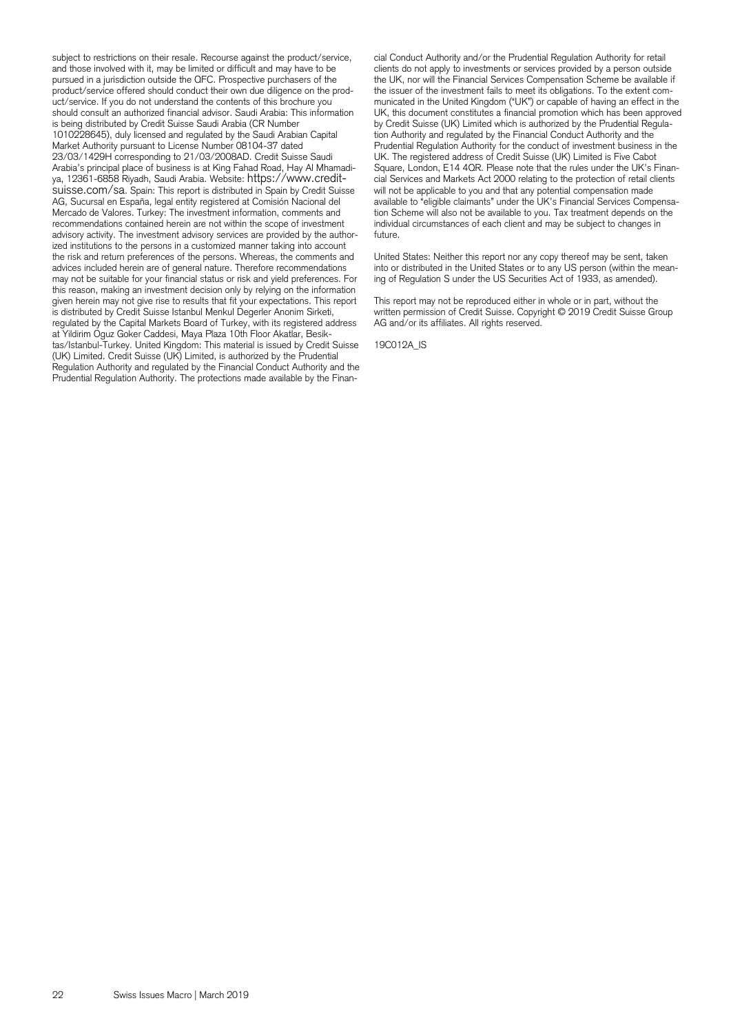subject to restrictions on their resale. Recourse against the product/service, and those involved with it, may be limited or difficult and may have to be pursued in a jurisdiction outside the QFC. Prospective purchasers of the product/service offered should conduct their own due diligence on the product/service. If you do not understand the contents of this brochure you should consult an authorized financial advisor. Saudi Arabia: This information is being distributed by Credit Suisse Saudi Arabia (CR Number 1010228645), duly licensed and regulated by the Saudi Arabian Capital Market Authority pursuant to License Number 08104-37 dated 23/03/1429H corresponding to 21/03/2008AD. Credit Suisse Saudi Arabia's principal place of business is at King Fahad Road, Hay Al Mhamadiya, 12361-6858 Riyadh, Saudi Arabia. Website: https://www.credit-suisse.com/sa. Spain: This report is distributed in Spain by Credit Suisse AG, Sucursal en España, legal entity registered at Comisión Nacional del Mercado de Valores. Turkey: The investment information, comments and recommendations contained herein are not within the scope of investment advisory activity. The investment advisory services are provided by the authorized institutions to the persons in a customized manner taking into account the risk and return preferences of the persons. Whereas, the comments and advices included herein are of general nature. Therefore recommendations may not be suitable for your financial status or risk and yield preferences. For this reason, making an investment decision only by relying on the information given herein may not give rise to results that fit your expectations. This report is distributed by Credit Suisse Istanbul Menkul Degerler Anonim Sirketi, regulated by the Capital Markets Board of Turkey, with its registered address at Yildirim Oguz Goker Caddesi, Maya Plaza 10th Floor Akatlar, Besiktas/Istanbul-Turkey. United Kingdom: This material is issued by Credit Suisse (UK) Limited. Credit Suisse (UK) Limited, is authorized by the Prudential Regulation Authority and regulated by the Financial Conduct Authority and the Prudential Regulation Authority. The protections made available by the Financial Conduct Authority and/or the Prudential Regulation Authority for retail clients do not apply to investments or services provided by a person outside the UK, nor will the Financial Services Compensation Scheme be available if the issuer of the investment fails to meet its obligations. To the extent communicated in the United Kingdom ("UK") or capable of having an effect in the UK, this document constitutes a financial promotion which has been approved by Credit Suisse (UK) Limited which is authorized by the Prudential Regulation Authority and regulated by the Financial Conduct Authority and the Prudential Regulation Authority for the conduct of investment business in the UK. The registered address of Credit Suisse (UK) Limited is Five Cabot Square, London, E14 4QR. Please note that the rules under the UK's Financial Services and Markets Act 2000 relating to the protection of retail clients will not be applicable to you and that any potential compensation made available to "eligible claimants" under the UK's Financial Services Compensation Scheme will also not be available to you. Tax treatment depends on the individual circumstances of each client and may be subject to changes in future.

United States: Neither this report nor any copy thereof may be sent, taken into or distributed in the United States or to any US person (within the meaning of Regulation S under the US Securities Act of 1933, as amended).

This report may not be reproduced either in whole or in part, without the written permission of Credit Suisse. Copyright © 2019 Credit Suisse Group AG and/or its affiliates. All rights reserved.

19C012A_IS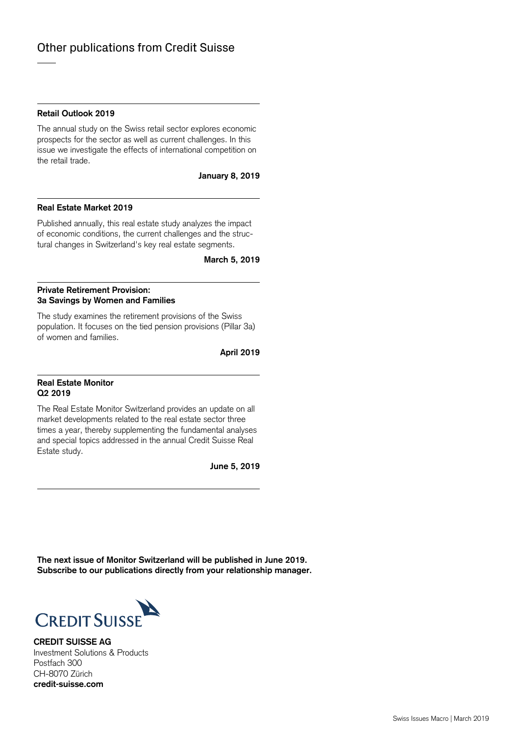# Other publications from Credit Suisse

**Retail Outlook 2019**

The annual study on the Swiss retail sector explores economic prospects for the sector as well as current challenges. In this issue we investigate the effects of international competition on the retail trade.

**January 8, 2019**

**Real Estate Market 2019**

Published annually, this real estate study analyzes the impact of economic conditions, the current challenges and the structural changes in Switzerland's key real estate segments.

**March 5, 2019**

**Private Retirement Provision: 3a Savings by Women and Families**

The study examines the retirement provisions of the Swiss population. It focuses on the tied pension provisions (Pillar 3a) of women and families.

**April 2019**

**Real Estate Monitor Q2 2019**

The Real Estate Monitor Switzerland provides an update on all market developments related to the real estate sector three times a year, thereby supplementing the fundamental analyses and special topics addressed in the annual Credit Suisse Real Estate study.

**June 5, 2019**

**The next issue of Monitor Switzerland will be published in June 2019.**
**Subscribe to our publications directly from your relationship manager.**

CREDIT SUISSE

**CREDIT SUISSE AG**
Investment Solutions & Products
Postfach 300
CH-8070 Zürich
**credit-suisse.com**